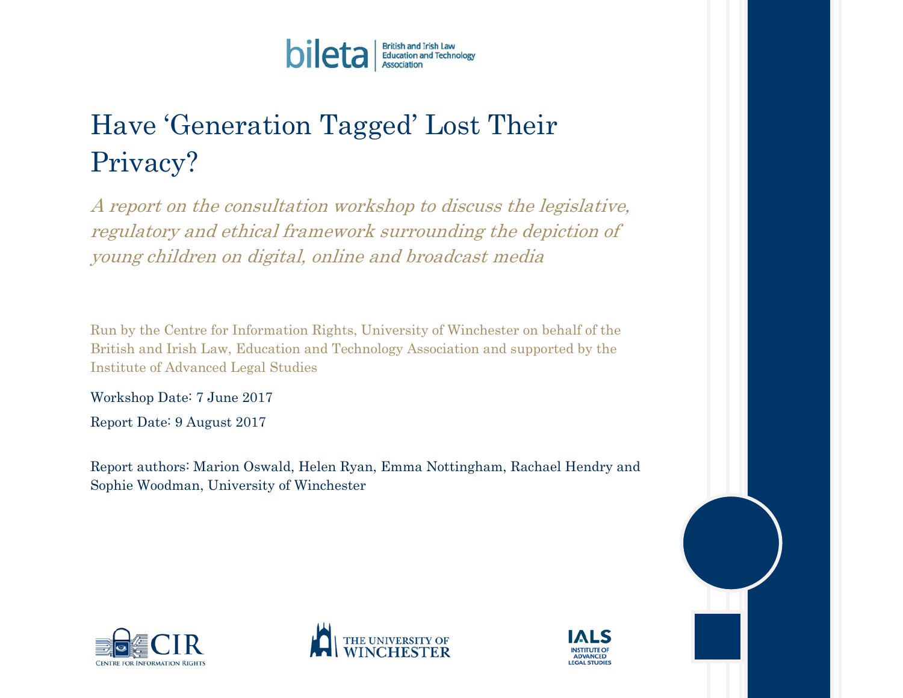bileta | British and Irish Law Education and Technology Association

# Have ‘Generation Tagged’ Lost Their Privacy?

*A report on the consultation workshop to discuss the legislative, regulatory and ethical framework surrounding the depiction of young children on digital, online and broadcast media*

Run by the Centre for Information Rights, University of Winchester on behalf of the British and Irish Law, Education and Technology Association and supported by the Institute of Advanced Legal Studies

Workshop Date: 7 June 2017

Report Date: 9 August 2017

Report authors: Marion Oswald, Helen Ryan, Emma Nottingham, Rachael Hendry and Sophie Woodman, University of Winchester

CIR Centre for Information Rights

The University of Winchester

IALS Institute of Advanced Legal Studies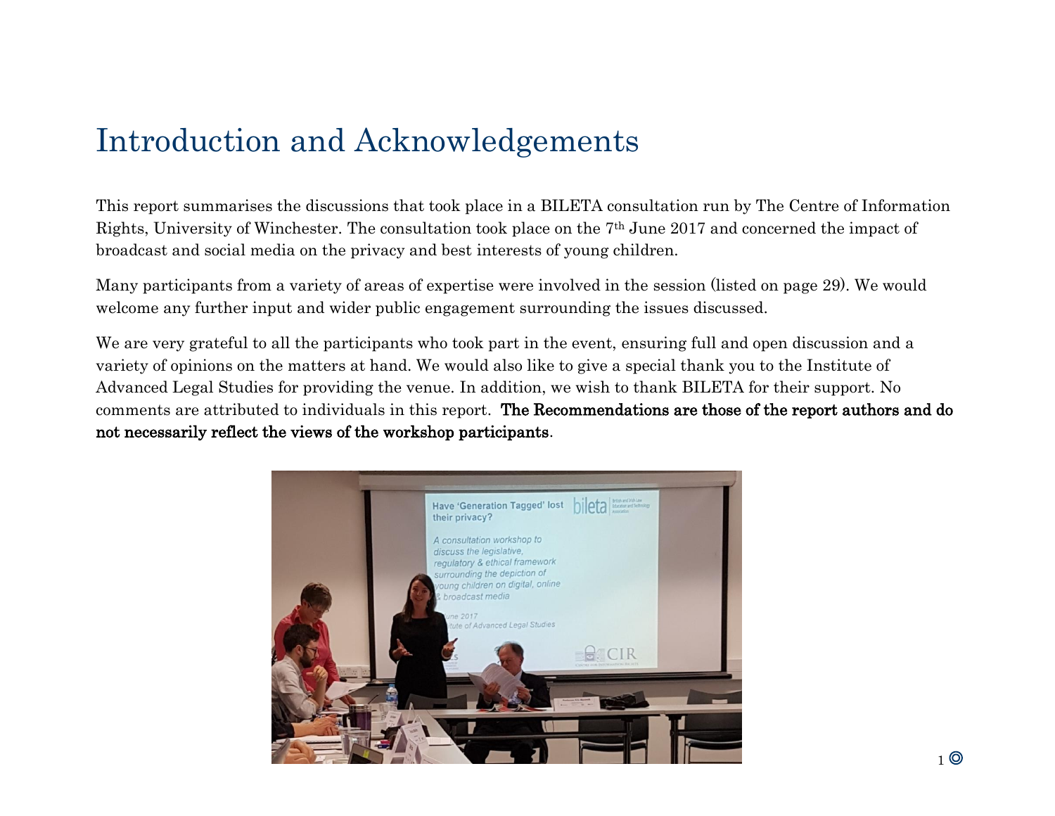# Introduction and Acknowledgements

This report summarises the discussions that took place in a BILETA consultation run by The Centre of Information Rights, University of Winchester. The consultation took place on the 7th June 2017 and concerned the impact of broadcast and social media on the privacy and best interests of young children.

Many participants from a variety of areas of expertise were involved in the session (listed on page 29). We would welcome any further input and wider public engagement surrounding the issues discussed.

We are very grateful to all the participants who took part in the event, ensuring full and open discussion and a variety of opinions on the matters at hand. We would also like to give a special thank you to the Institute of Advanced Legal Studies for providing the venue. In addition, we wish to thank BILETA for their support. No comments are attributed to individuals in this report. **The Recommendations are those of the report authors and do not necessarily reflect the views of the workshop participants**.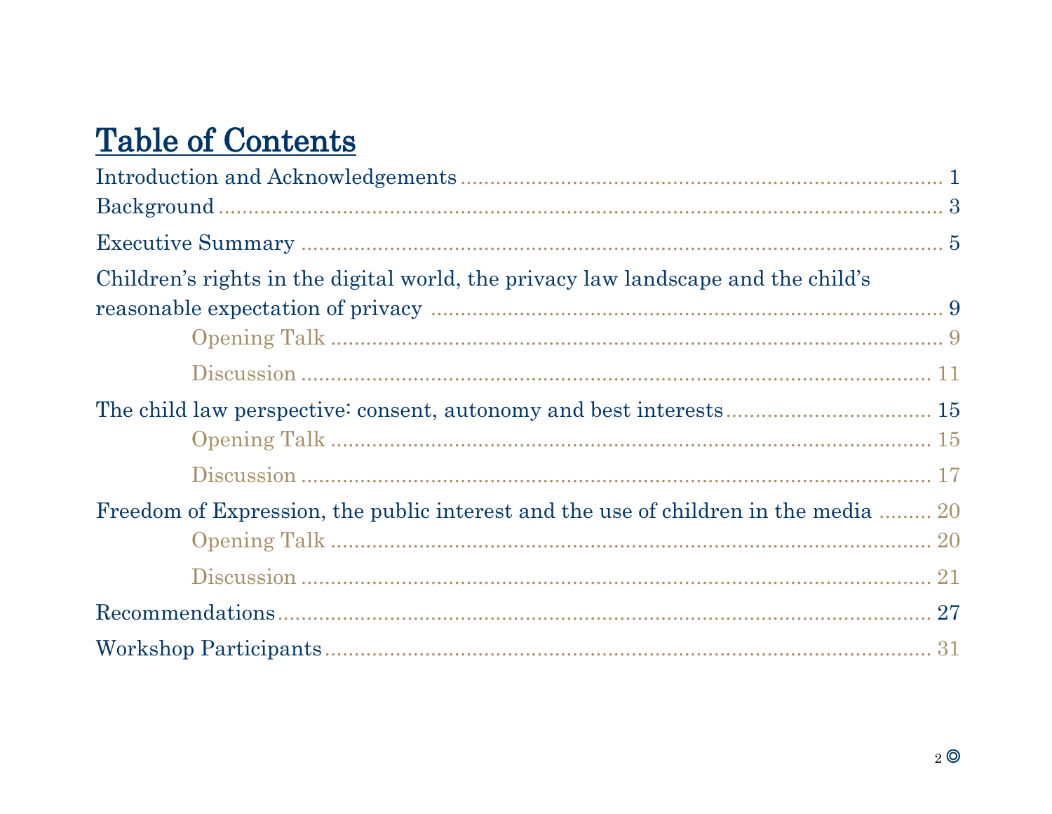# Table of Contents

Introduction and Acknowledgements ........................................................................ 1

Background ........................................................................................................ 3

Executive Summary ........................................................................................... 5

Children's rights in the digital world, the privacy law landscape and the child's reasonable expectation of privacy ........................................................................ 9

- Opening Talk .................................................................................................. 9
- Discussion ..................................................................................................... 11

The child law perspective: consent, autonomy and best interests ........................ 15

- Opening Talk .................................................................................................. 15
- Discussion ..................................................................................................... 17

Freedom of Expression, the public interest and the use of children in the media ......... 20

- Opening Talk .................................................................................................. 20
- Discussion ..................................................................................................... 21

Recommendations .............................................................................................. 27

Workshop Participants ........................................................................................ 31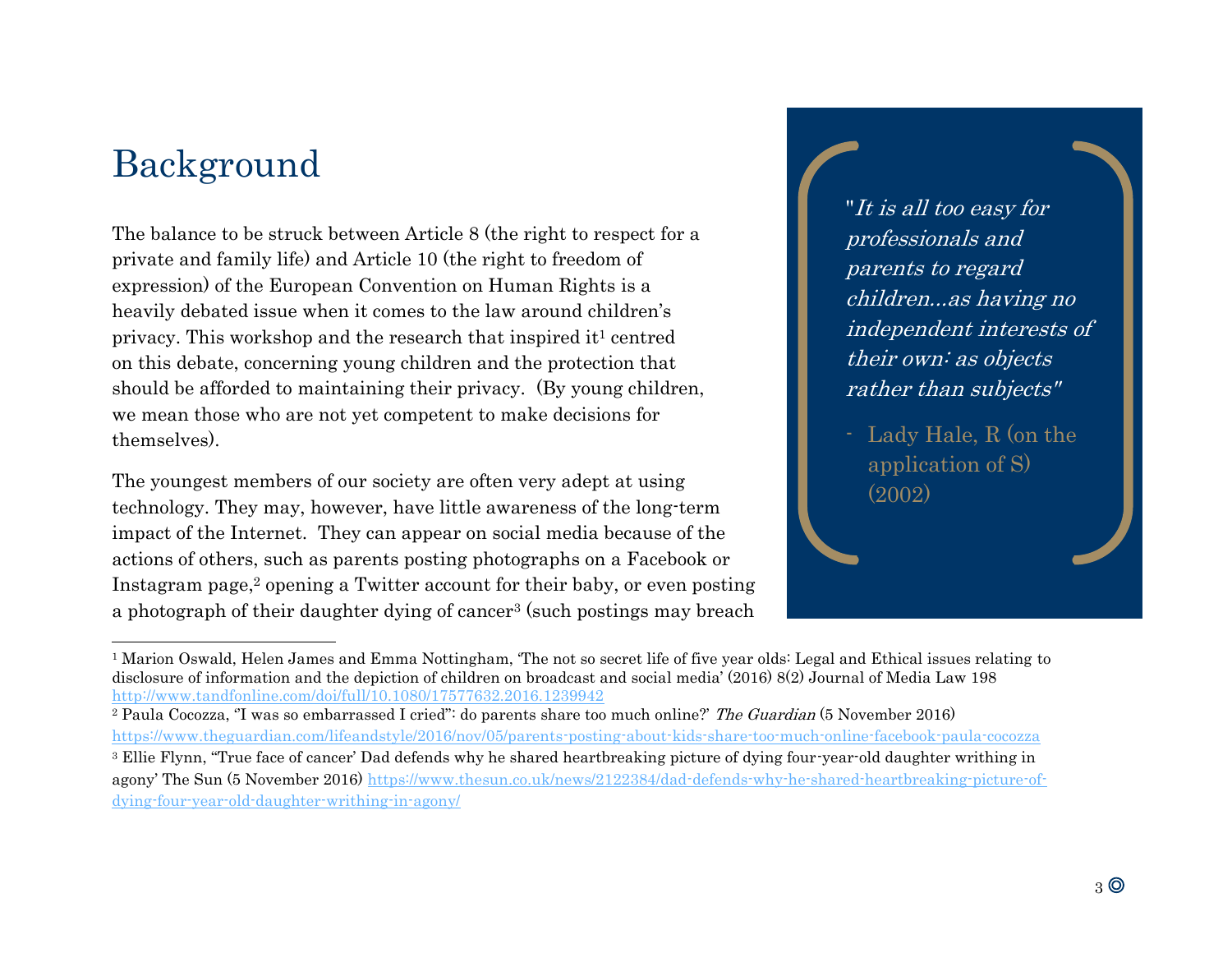## Background

The balance to be struck between Article 8 (the right to respect for a private and family life) and Article 10 (the right to freedom of expression) of the European Convention on Human Rights is a heavily debated issue when it comes to the law around children's privacy. This workshop and the research that inspired it[1] centred on this debate, concerning young children and the protection that should be afforded to maintaining their privacy. (By young children, we mean those who are not yet competent to make decisions for themselves).

The youngest members of our society are often very adept at using technology. They may, however, have little awareness of the long-term impact of the Internet. They can appear on social media because of the actions of others, such as parents posting photographs on a Facebook or Instagram page,[2] opening a Twitter account for their baby, or even posting a photograph of their daughter dying of cancer[3] (such postings may breach

> "*It is all too easy for professionals and parents to regard children...as having no independent interests of their own: as objects rather than subjects*"
>
> - Lady Hale, R (on the application of S) (2002)

---

[1] Marion Oswald, Helen James and Emma Nottingham, 'The not so secret life of five year olds: Legal and Ethical issues relating to disclosure of information and the depiction of children on broadcast and social media' (2016) 8(2) Journal of Media Law 198 http://www.tandfonline.com/doi/full/10.1080/17577632.2016.1239942

[2] Paula Cocozza, ''I was so embarrassed I cried'': do parents share too much online?' *The Guardian* (5 November 2016) https://www.theguardian.com/lifeandstyle/2016/nov/05/parents-posting-about-kids-share-too-much-online-facebook-paula-cocozza

[3] Ellie Flynn, ''True face of cancer' Dad defends why he shared heartbreaking picture of dying four-year-old daughter writhing in agony' The Sun (5 November 2016) https://www.thesun.co.uk/news/2122384/dad-defends-why-he-shared-heartbreaking-picture-of-dying-four-year-old-daughter-writhing-in-agony/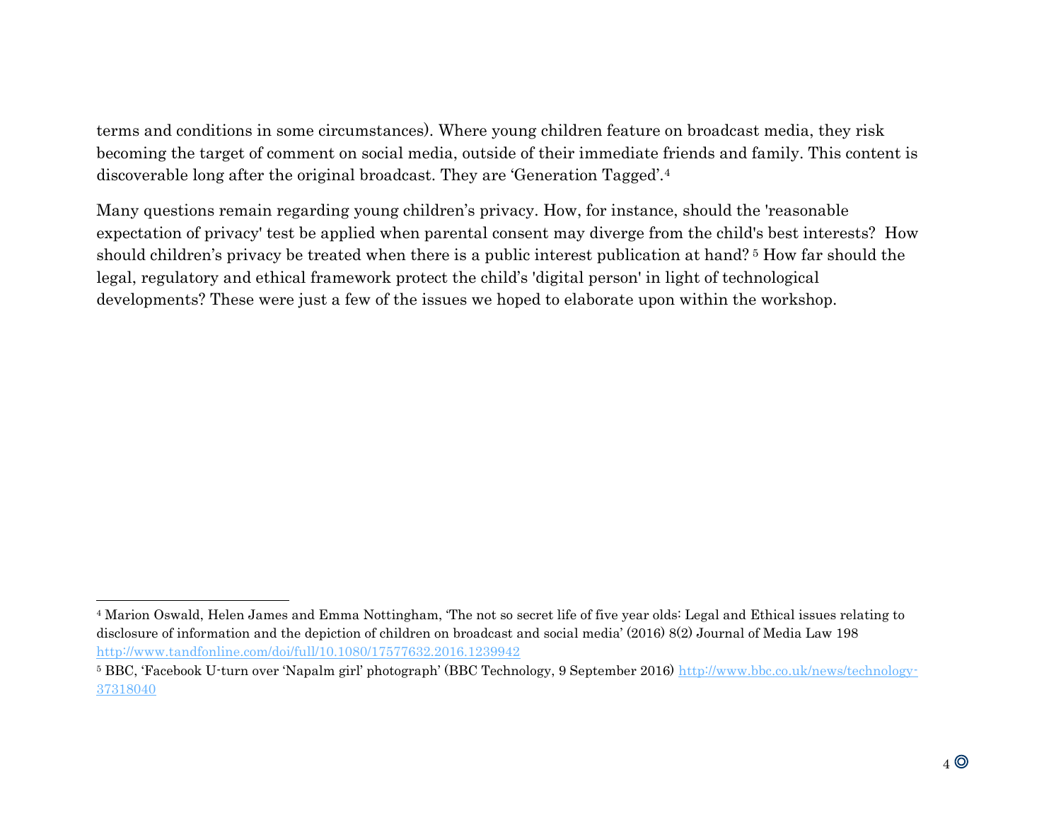terms and conditions in some circumstances). Where young children feature on broadcast media, they risk becoming the target of comment on social media, outside of their immediate friends and family. This content is discoverable long after the original broadcast. They are 'Generation Tagged'.[4]

Many questions remain regarding young children's privacy. How, for instance, should the 'reasonable expectation of privacy' test be applied when parental consent may diverge from the child's best interests? How should children's privacy be treated when there is a public interest publication at hand? [5] How far should the legal, regulatory and ethical framework protect the child's 'digital person' in light of technological developments? These were just a few of the issues we hoped to elaborate upon within the workshop.

---

[4] Marion Oswald, Helen James and Emma Nottingham, 'The not so secret life of five year olds: Legal and Ethical issues relating to disclosure of information and the depiction of children on broadcast and social media' (2016) 8(2) Journal of Media Law 198 http://www.tandfonline.com/doi/full/10.1080/17577632.2016.1239942

[5] BBC, 'Facebook U-turn over 'Napalm girl' photograph' (BBC Technology, 9 September 2016) http://www.bbc.co.uk/news/technology-37318040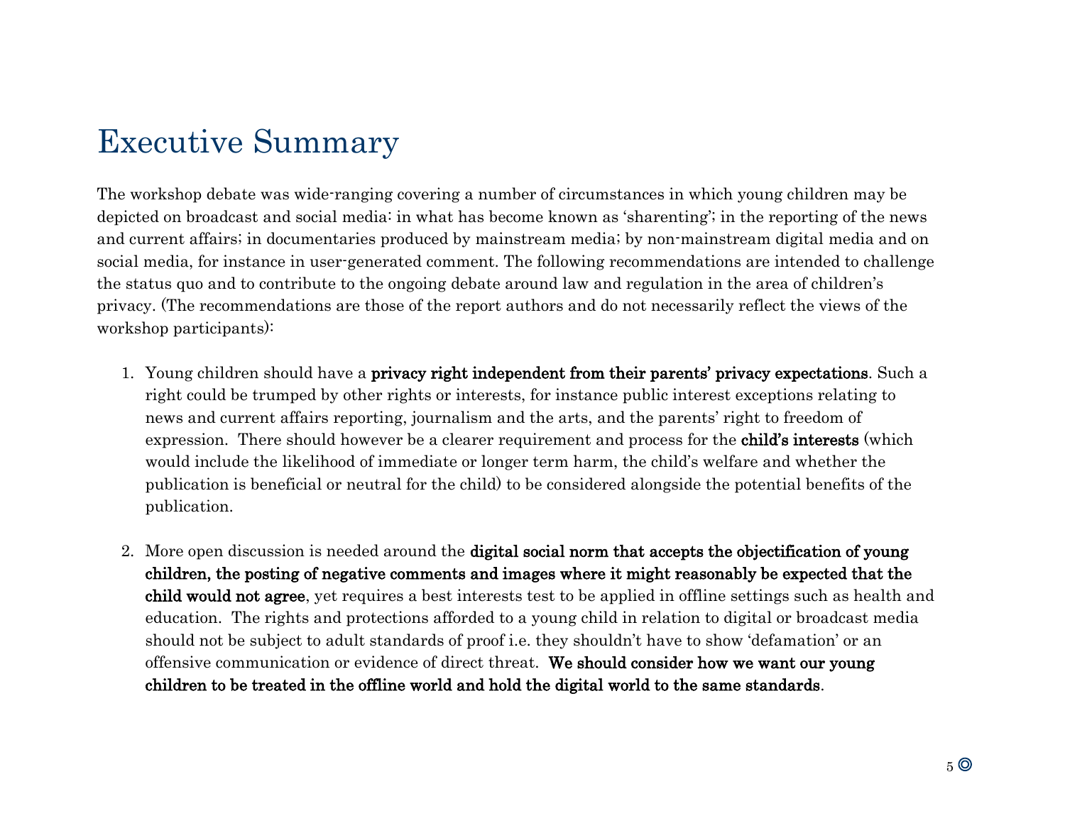# Executive Summary

The workshop debate was wide-ranging covering a number of circumstances in which young children may be depicted on broadcast and social media: in what has become known as 'sharenting'; in the reporting of the news and current affairs; in documentaries produced by mainstream media; by non-mainstream digital media and on social media, for instance in user-generated comment. The following recommendations are intended to challenge the status quo and to contribute to the ongoing debate around law and regulation in the area of children's privacy. (The recommendations are those of the report authors and do not necessarily reflect the views of the workshop participants):

1. Young children should have a **privacy right independent from their parents' privacy expectations**. Such a right could be trumped by other rights or interests, for instance public interest exceptions relating to news and current affairs reporting, journalism and the arts, and the parents' right to freedom of expression. There should however be a clearer requirement and process for the **child's interests** (which would include the likelihood of immediate or longer term harm, the child's welfare and whether the publication is beneficial or neutral for the child) to be considered alongside the potential benefits of the publication.

2. More open discussion is needed around the **digital social norm that accepts the objectification of young children, the posting of negative comments and images where it might reasonably be expected that the child would not agree**, yet requires a best interests test to be applied in offline settings such as health and education. The rights and protections afforded to a young child in relation to digital or broadcast media should not be subject to adult standards of proof i.e. they shouldn't have to show 'defamation' or an offensive communication or evidence of direct threat. **We should consider how we want our young children to be treated in the offline world and hold the digital world to the same standards**.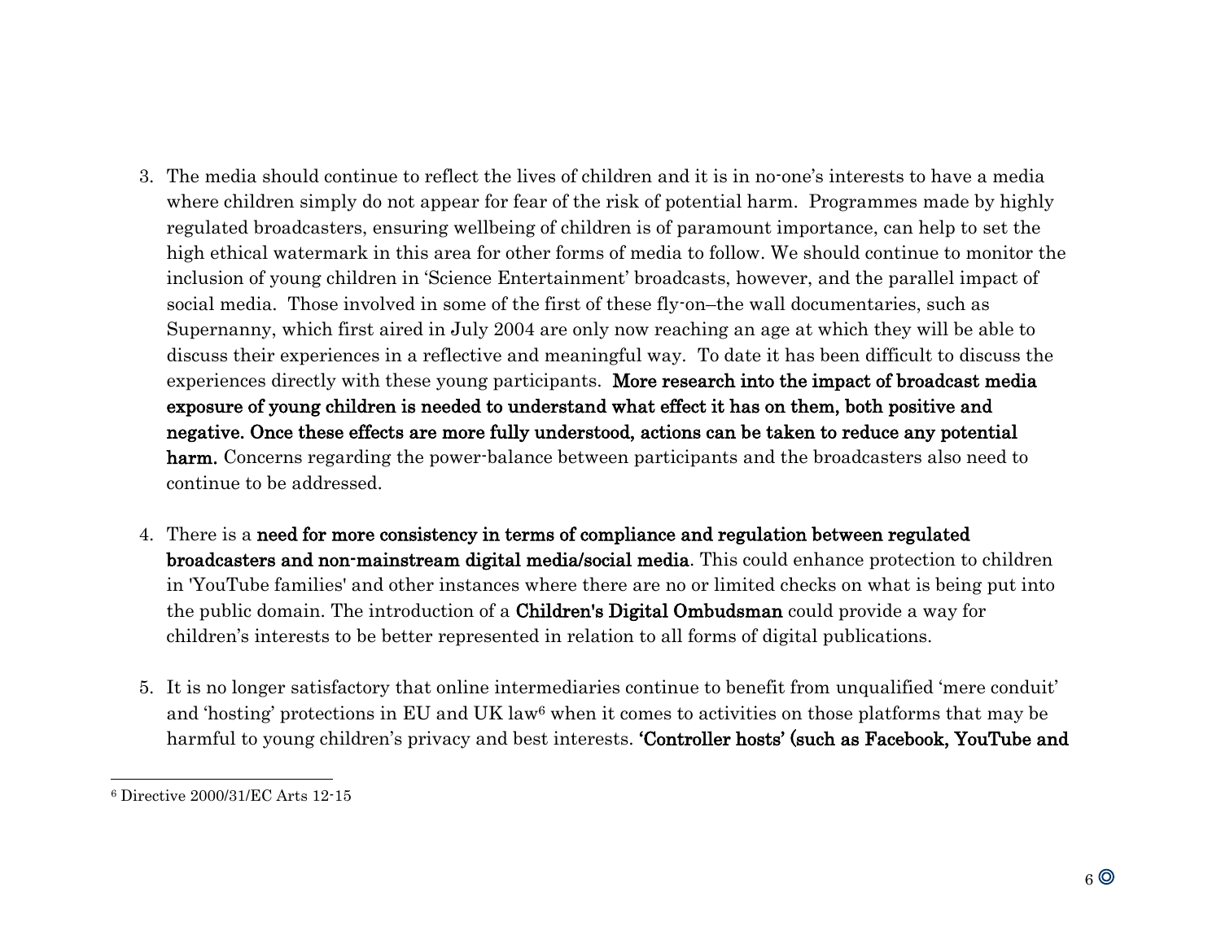3. The media should continue to reflect the lives of children and it is in no-one's interests to have a media where children simply do not appear for fear of the risk of potential harm. Programmes made by highly regulated broadcasters, ensuring wellbeing of children is of paramount importance, can help to set the high ethical watermark in this area for other forms of media to follow. We should continue to monitor the inclusion of young children in 'Science Entertainment' broadcasts, however, and the parallel impact of social media. Those involved in some of the first of these fly-on–the wall documentaries, such as Supernanny, which first aired in July 2004 are only now reaching an age at which they will be able to discuss their experiences in a reflective and meaningful way. To date it has been difficult to discuss the experiences directly with these young participants. **More research into the impact of broadcast media exposure of young children is needed to understand what effect it has on them, both positive and negative. Once these effects are more fully understood, actions can be taken to reduce any potential harm.** Concerns regarding the power-balance between participants and the broadcasters also need to continue to be addressed.

4. There is a **need for more consistency in terms of compliance and regulation between regulated broadcasters and non-mainstream digital media/social media**. This could enhance protection to children in 'YouTube families' and other instances where there are no or limited checks on what is being put into the public domain. The introduction of a **Children's Digital Ombudsman** could provide a way for children's interests to be better represented in relation to all forms of digital publications.

5. It is no longer satisfactory that online intermediaries continue to benefit from unqualified 'mere conduit' and 'hosting' protections in EU and UK law[6] when it comes to activities on those platforms that may be harmful to young children's privacy and best interests. **'Controller hosts' (such as Facebook, YouTube and**

[6] Directive 2000/31/EC Arts 12-15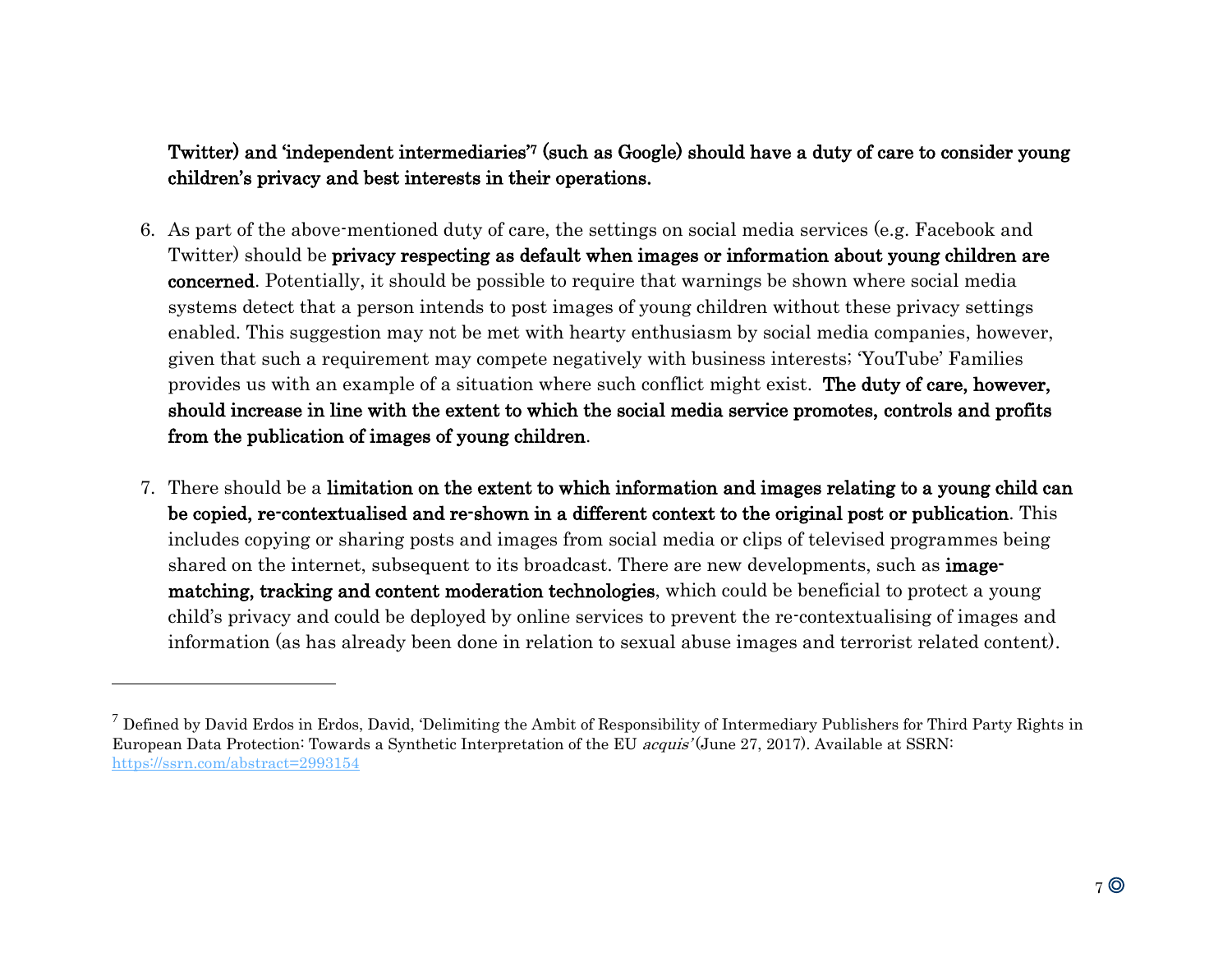**Twitter) and 'independent intermediaries'[7] (such as Google) should have a duty of care to consider young children's privacy and best interests in their operations.**

6. As part of the above-mentioned duty of care, the settings on social media services (e.g. Facebook and Twitter) should be **privacy respecting as default when images or information about young children are concerned**. Potentially, it should be possible to require that warnings be shown where social media systems detect that a person intends to post images of young children without these privacy settings enabled. This suggestion may not be met with hearty enthusiasm by social media companies, however, given that such a requirement may compete negatively with business interests; 'YouTube' Families provides us with an example of a situation where such conflict might exist. **The duty of care, however, should increase in line with the extent to which the social media service promotes, controls and profits from the publication of images of young children**.

7. There should be a **limitation on the extent to which information and images relating to a young child can be copied, re-contextualised and re-shown in a different context to the original post or publication**. This includes copying or sharing posts and images from social media or clips of televised programmes being shared on the internet, subsequent to its broadcast. There are new developments, such as **image-matching, tracking and content moderation technologies**, which could be beneficial to protect a young child's privacy and could be deployed by online services to prevent the re-contextualising of images and information (as has already been done in relation to sexual abuse images and terrorist related content).

---

[7] Defined by David Erdos in Erdos, David, 'Delimiting the Ambit of Responsibility of Intermediary Publishers for Third Party Rights in European Data Protection: Towards a Synthetic Interpretation of the EU *acquis*' (June 27, 2017). Available at SSRN: https://ssrn.com/abstract=2993154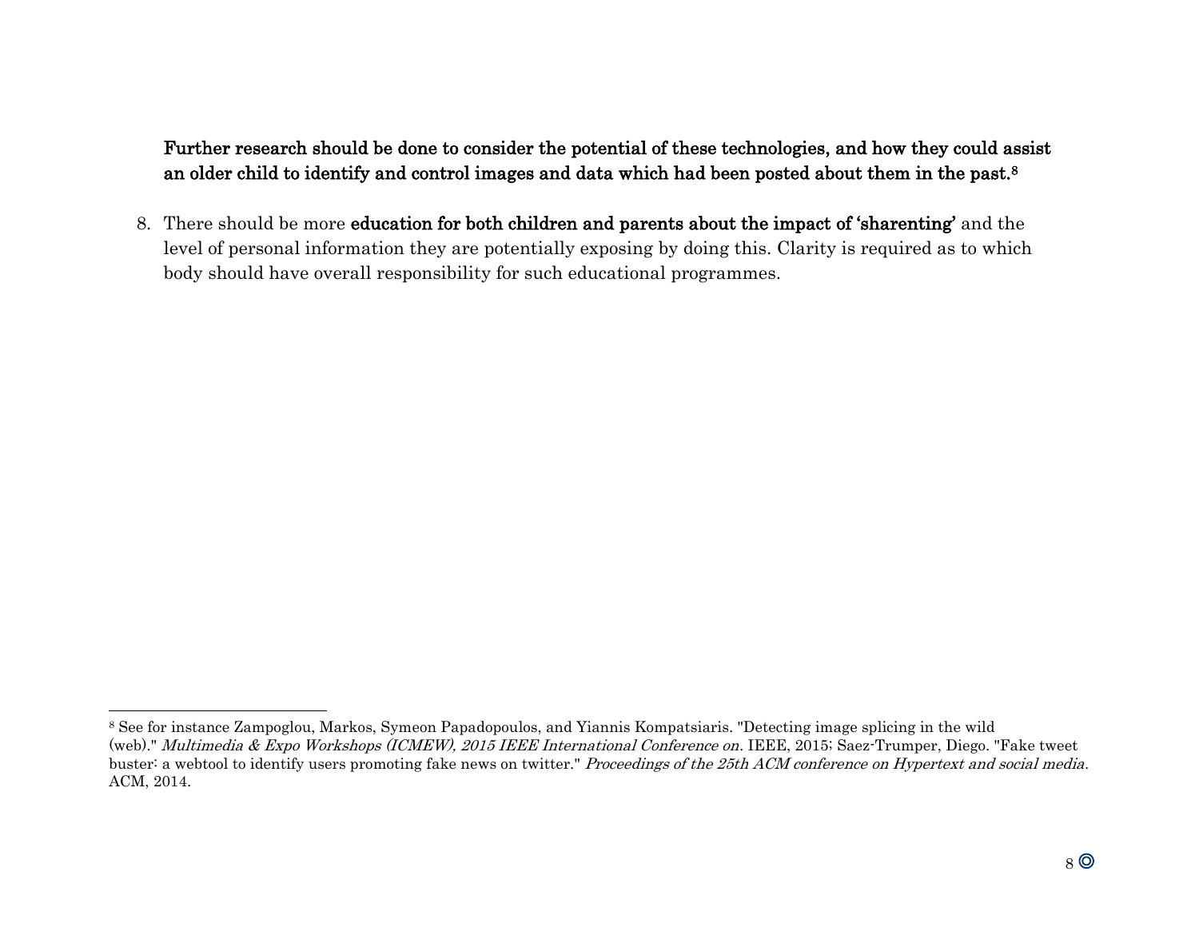**Further research should be done to consider the potential of these technologies, and how they could assist an older child to identify and control images and data which had been posted about them in the past.**[8]

8. There should be more **education for both children and parents about the impact of 'sharenting'** and the level of personal information they are potentially exposing by doing this. Clarity is required as to which body should have overall responsibility for such educational programmes.

---

[8] See for instance Zampoglou, Markos, Symeon Papadopoulos, and Yiannis Kompatsiaris. "Detecting image splicing in the wild (web)." *Multimedia & Expo Workshops (ICMEW), 2015 IEEE International Conference on*. IEEE, 2015; Saez-Trumper, Diego. "Fake tweet buster: a webtool to identify users promoting fake news on twitter." *Proceedings of the 25th ACM conference on Hypertext and social media*. ACM, 2014.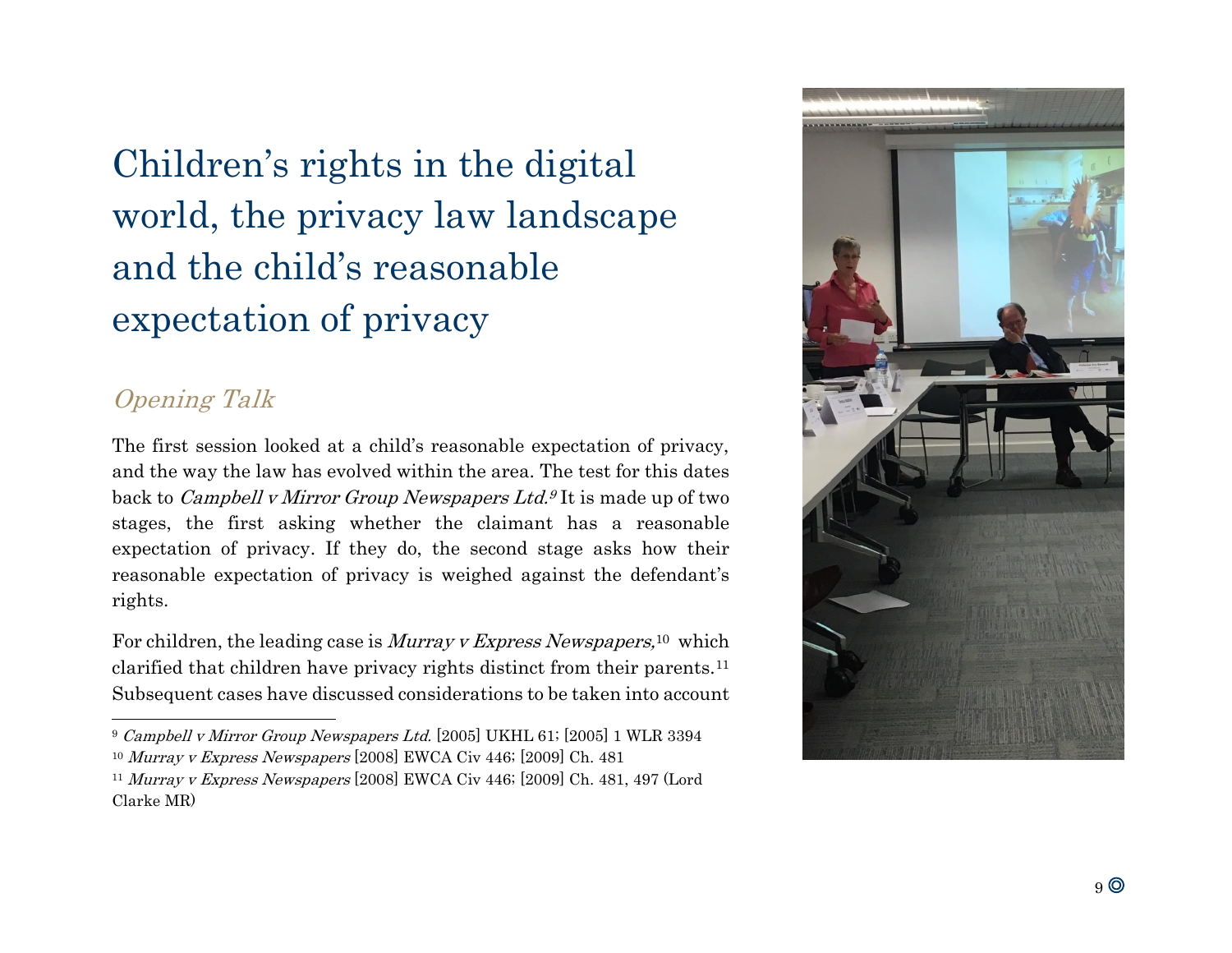# Children's rights in the digital world, the privacy law landscape and the child's reasonable expectation of privacy

## *Opening Talk*

The first session looked at a child's reasonable expectation of privacy, and the way the law has evolved within the area. The test for this dates back to *Campbell v Mirror Group Newspapers Ltd.*[9] It is made up of two stages, the first asking whether the claimant has a reasonable expectation of privacy. If they do, the second stage asks how their reasonable expectation of privacy is weighed against the defendant's rights.

For children, the leading case is *Murray v Express Newspapers,*[10] which clarified that children have privacy rights distinct from their parents.[11] Subsequent cases have discussed considerations to be taken into account

---

[9] *Campbell v Mirror Group Newspapers Ltd.* [2005] UKHL 61; [2005] 1 WLR 3394

[10] *Murray v Express Newspapers* [2008] EWCA Civ 446; [2009] Ch. 481

[11] *Murray v Express Newspapers* [2008] EWCA Civ 446; [2009] Ch. 481, 497 (Lord Clarke MR)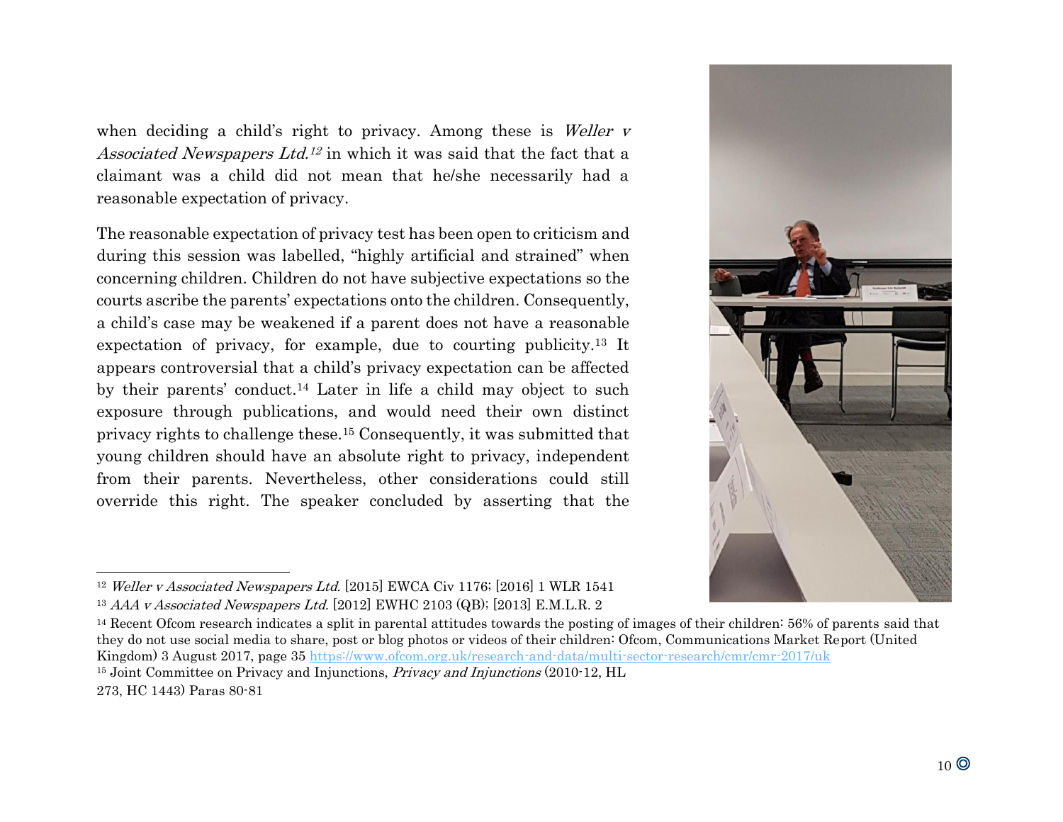when deciding a child's right to privacy. Among these is *Weller v Associated Newspapers Ltd.*[12] in which it was said that the fact that a claimant was a child did not mean that he/she necessarily had a reasonable expectation of privacy.

The reasonable expectation of privacy test has been open to criticism and during this session was labelled, "highly artificial and strained" when concerning children. Children do not have subjective expectations so the courts ascribe the parents' expectations onto the children. Consequently, a child's case may be weakened if a parent does not have a reasonable expectation of privacy, for example, due to courting publicity.[13] It appears controversial that a child's privacy expectation can be affected by their parents' conduct.[14] Later in life a child may object to such exposure through publications, and would need their own distinct privacy rights to challenge these.[15] Consequently, it was submitted that young children should have an absolute right to privacy, independent from their parents. Nevertheless, other considerations could still override this right. The speaker concluded by asserting that the

---

[12] *Weller v Associated Newspapers Ltd.* [2015] EWCA Civ 1176; [2016] 1 WLR 1541

[13] *AAA v Associated Newspapers Ltd.* [2012] EWHC 2103 (QB); [2013] E.M.L.R. 2

[14] Recent Ofcom research indicates a split in parental attitudes towards the posting of images of their children: 56% of parents said that they do not use social media to share, post or blog photos or videos of their children: Ofcom, Communications Market Report (United Kingdom) 3 August 2017, page 35 https://www.ofcom.org.uk/research-and-data/multi-sector-research/cmr/cmr-2017/uk

[15] Joint Committee on Privacy and Injunctions, *Privacy and Injunctions* (2010-12, HL 273, HC 1443) Paras 80-81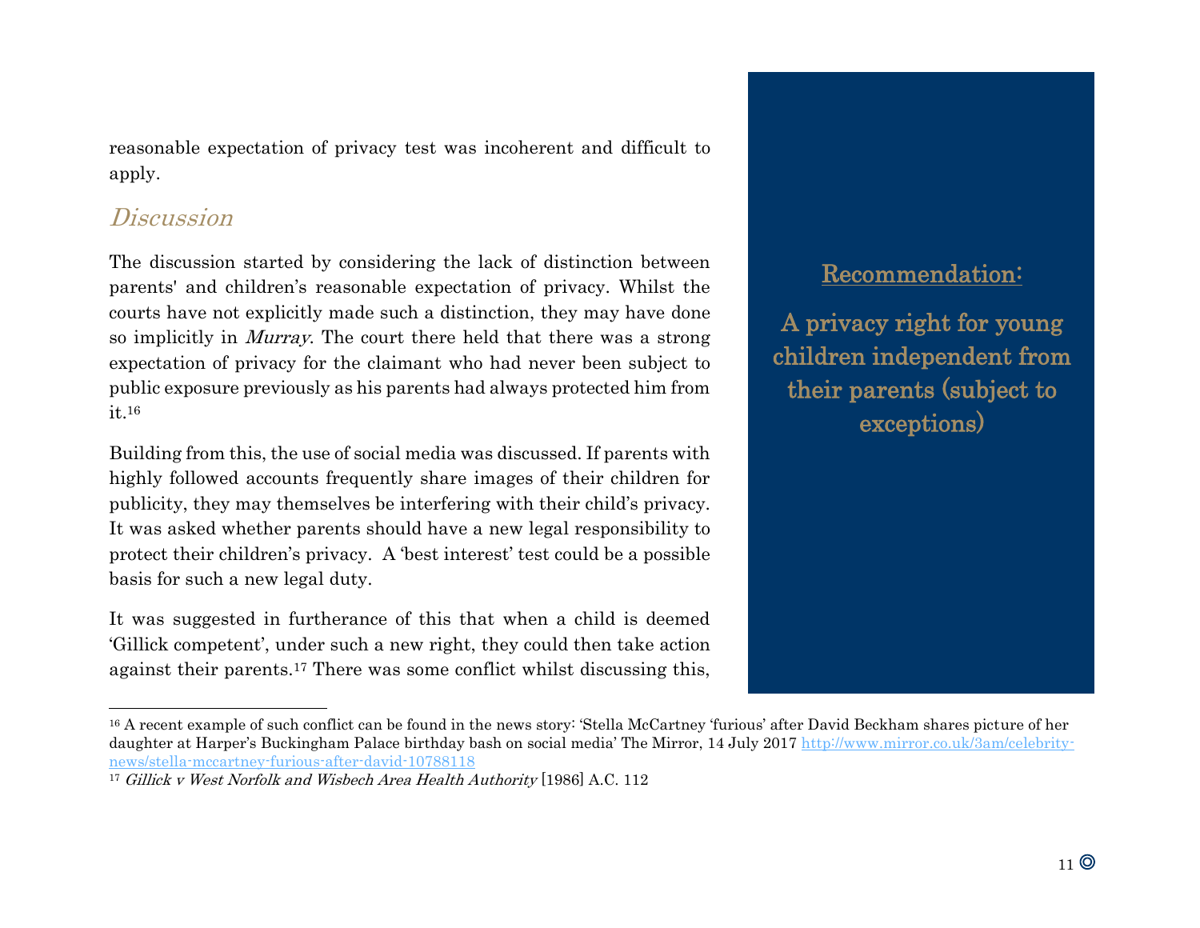reasonable expectation of privacy test was incoherent and difficult to apply.

## *Discussion*

The discussion started by considering the lack of distinction between parents' and children's reasonable expectation of privacy. Whilst the courts have not explicitly made such a distinction, they may have done so implicitly in *Murray*. The court there held that there was a strong expectation of privacy for the claimant who had never been subject to public exposure previously as his parents had always protected him from it.[16]

Building from this, the use of social media was discussed. If parents with highly followed accounts frequently share images of their children for publicity, they may themselves be interfering with their child's privacy. It was asked whether parents should have a new legal responsibility to protect their children's privacy. A 'best interest' test could be a possible basis for such a new legal duty.

It was suggested in furtherance of this that when a child is deemed 'Gillick competent', under such a new right, they could then take action against their parents.[17] There was some conflict whilst discussing this,

> **Recommendation:**
>
> **A privacy right for young children independent from their parents (subject to exceptions)**

---

[16] A recent example of such conflict can be found in the news story: 'Stella McCartney 'furious' after David Beckham shares picture of her daughter at Harper's Buckingham Palace birthday bash on social media' The Mirror, 14 July 2017 http://www.mirror.co.uk/3am/celebrity-news/stella-mccartney-furious-after-david-10788118

[17] *Gillick v West Norfolk and Wisbech Area Health Authority* [1986] A.C. 112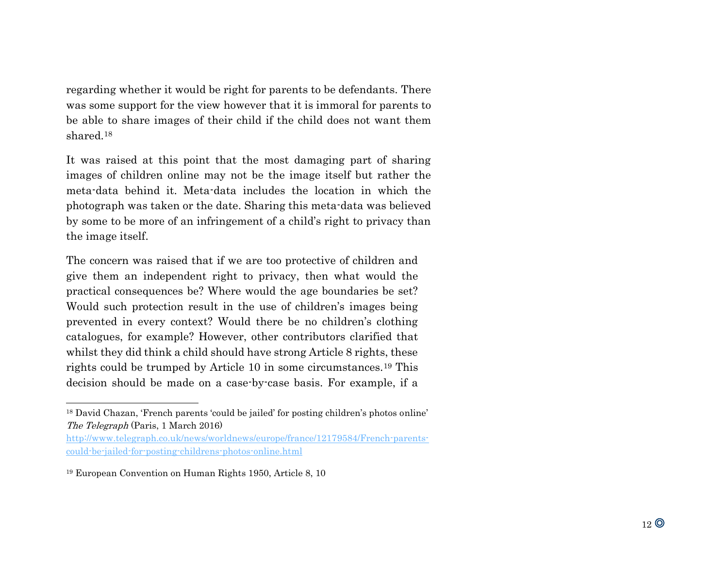regarding whether it would be right for parents to be defendants. There was some support for the view however that it is immoral for parents to be able to share images of their child if the child does not want them shared.[18]

It was raised at this point that the most damaging part of sharing images of children online may not be the image itself but rather the meta-data behind it. Meta-data includes the location in which the photograph was taken or the date. Sharing this meta-data was believed by some to be more of an infringement of a child's right to privacy than the image itself.

The concern was raised that if we are too protective of children and give them an independent right to privacy, then what would the practical consequences be? Where would the age boundaries be set? Would such protection result in the use of children's images being prevented in every context? Would there be no children's clothing catalogues, for example? However, other contributors clarified that whilst they did think a child should have strong Article 8 rights, these rights could be trumped by Article 10 in some circumstances.[19] This decision should be made on a case-by-case basis. For example, if a

---

[18] David Chazan, 'French parents 'could be jailed' for posting children's photos online' *The Telegraph* (Paris, 1 March 2016) http://www.telegraph.co.uk/news/worldnews/europe/france/12179584/French-parents-could-be-jailed-for-posting-childrens-photos-online.html

[19] European Convention on Human Rights 1950, Article 8, 10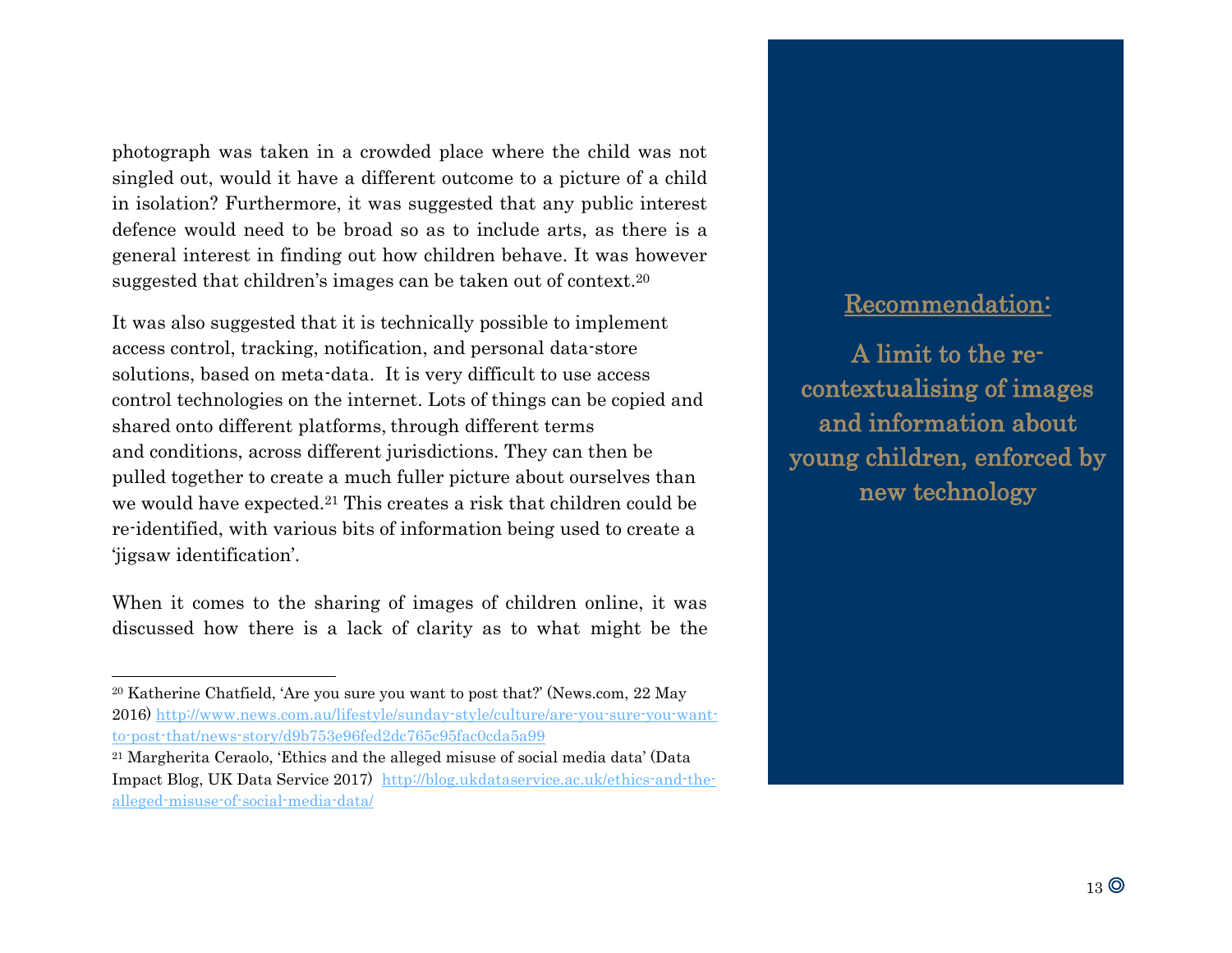photograph was taken in a crowded place where the child was not singled out, would it have a different outcome to a picture of a child in isolation? Furthermore, it was suggested that any public interest defence would need to be broad so as to include arts, as there is a general interest in finding out how children behave. It was however suggested that children's images can be taken out of context.[20]

It was also suggested that it is technically possible to implement access control, tracking, notification, and personal data-store solutions, based on meta-data. It is very difficult to use access control technologies on the internet. Lots of things can be copied and shared onto different platforms, through different terms and conditions, across different jurisdictions. They can then be pulled together to create a much fuller picture about ourselves than we would have expected.[21] This creates a risk that children could be re-identified, with various bits of information being used to create a 'jigsaw identification'.

When it comes to the sharing of images of children online, it was discussed how there is a lack of clarity as to what might be the

> **Recommendation:**
>
> **A limit to the re-contextualising of images and information about young children, enforced by new technology**

[20] Katherine Chatfield, 'Are you sure you want to post that?' (News.com, 22 May 2016) http://www.news.com.au/lifestyle/sunday-style/culture/are-you-sure-you-want-to-post-that/news-story/d9b753e96fed2dc765c95fac0cda5a99

[21] Margherita Ceraolo, 'Ethics and the alleged misuse of social media data' (Data Impact Blog, UK Data Service 2017) http://blog.ukdataservice.ac.uk/ethics-and-the-alleged-misuse-of-social-media-data/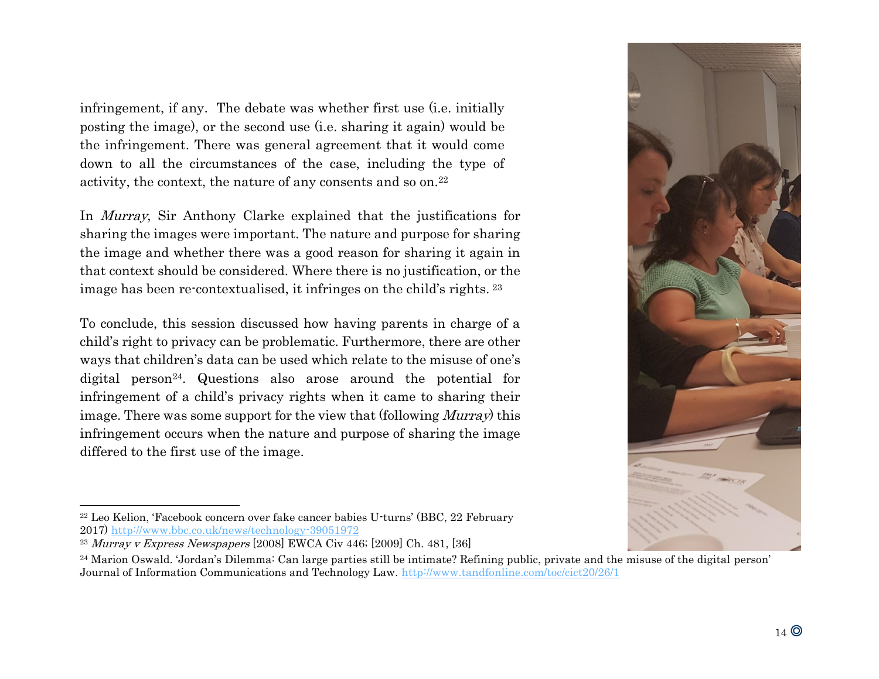infringement, if any. The debate was whether first use (i.e. initially posting the image), or the second use (i.e. sharing it again) would be the infringement. There was general agreement that it would come down to all the circumstances of the case, including the type of activity, the context, the nature of any consents and so on.[22]

In *Murray*, Sir Anthony Clarke explained that the justifications for sharing the images were important. The nature and purpose for sharing the image and whether there was a good reason for sharing it again in that context should be considered. Where there is no justification, or the image has been re-contextualised, it infringes on the child's rights. [23]

To conclude, this session discussed how having parents in charge of a child's right to privacy can be problematic. Furthermore, there are other ways that children's data can be used which relate to the misuse of one's digital person[24]. Questions also arose around the potential for infringement of a child's privacy rights when it came to sharing their image. There was some support for the view that (following *Murray*) this infringement occurs when the nature and purpose of sharing the image differed to the first use of the image.

---

[22] Leo Kelion, 'Facebook concern over fake cancer babies U-turns' (BBC, 22 February 2017) http://www.bbc.co.uk/news/technology-39051972

[23] *Murray v Express Newspapers* [2008] EWCA Civ 446; [2009] Ch. 481, [36]

[24] Marion Oswald. 'Jordan's Dilemma: Can large parties still be intimate? Refining public, private and the misuse of the digital person' Journal of Information Communications and Technology Law. http://www.tandfonline.com/toc/cict20/26/1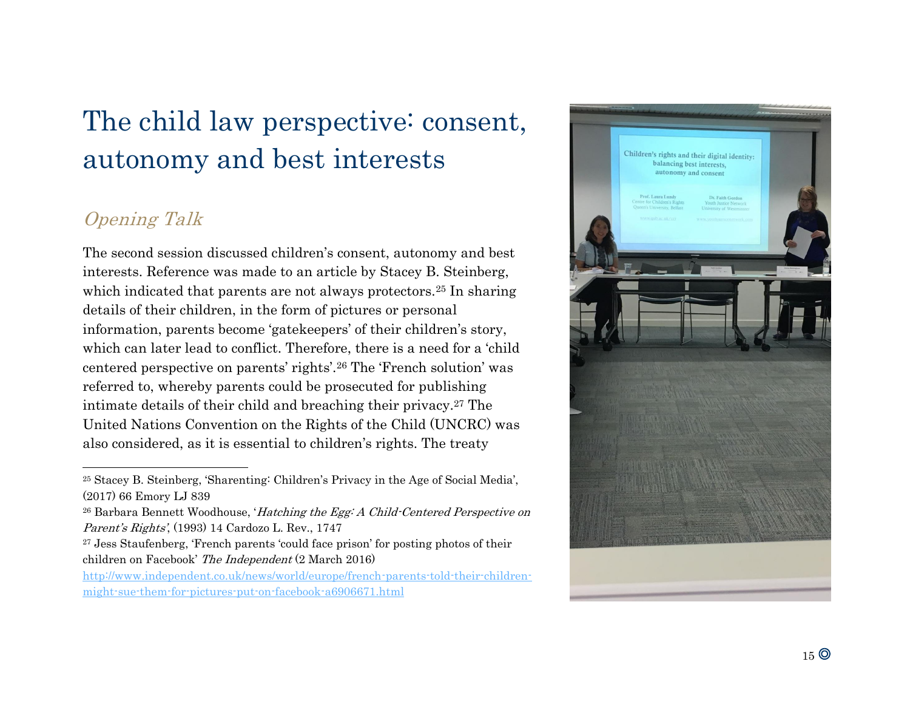# The child law perspective: consent, autonomy and best interests

## *Opening Talk*

The second session discussed children's consent, autonomy and best interests. Reference was made to an article by Stacey B. Steinberg, which indicated that parents are not always protectors.[25] In sharing details of their children, in the form of pictures or personal information, parents become 'gatekeepers' of their children's story, which can later lead to conflict. Therefore, there is a need for a 'child centered perspective on parents' rights'.[26] The 'French solution' was referred to, whereby parents could be prosecuted for publishing intimate details of their child and breaching their privacy.[27] The United Nations Convention on the Rights of the Child (UNCRC) was also considered, as it is essential to children's rights. The treaty

---

[25] Stacey B. Steinberg, 'Sharenting: Children's Privacy in the Age of Social Media', (2017) 66 Emory LJ 839

[26] Barbara Bennett Woodhouse, '*Hatching the Egg: A Child-Centered Perspective on Parent's Rights*', (1993) 14 Cardozo L. Rev., 1747

[27] Jess Staufenberg, 'French parents 'could face prison' for posting photos of their children on Facebook' *The Independent* (2 March 2016) http://www.independent.co.uk/news/world/europe/french-parents-told-their-children-might-sue-them-for-pictures-put-on-facebook-a6906671.html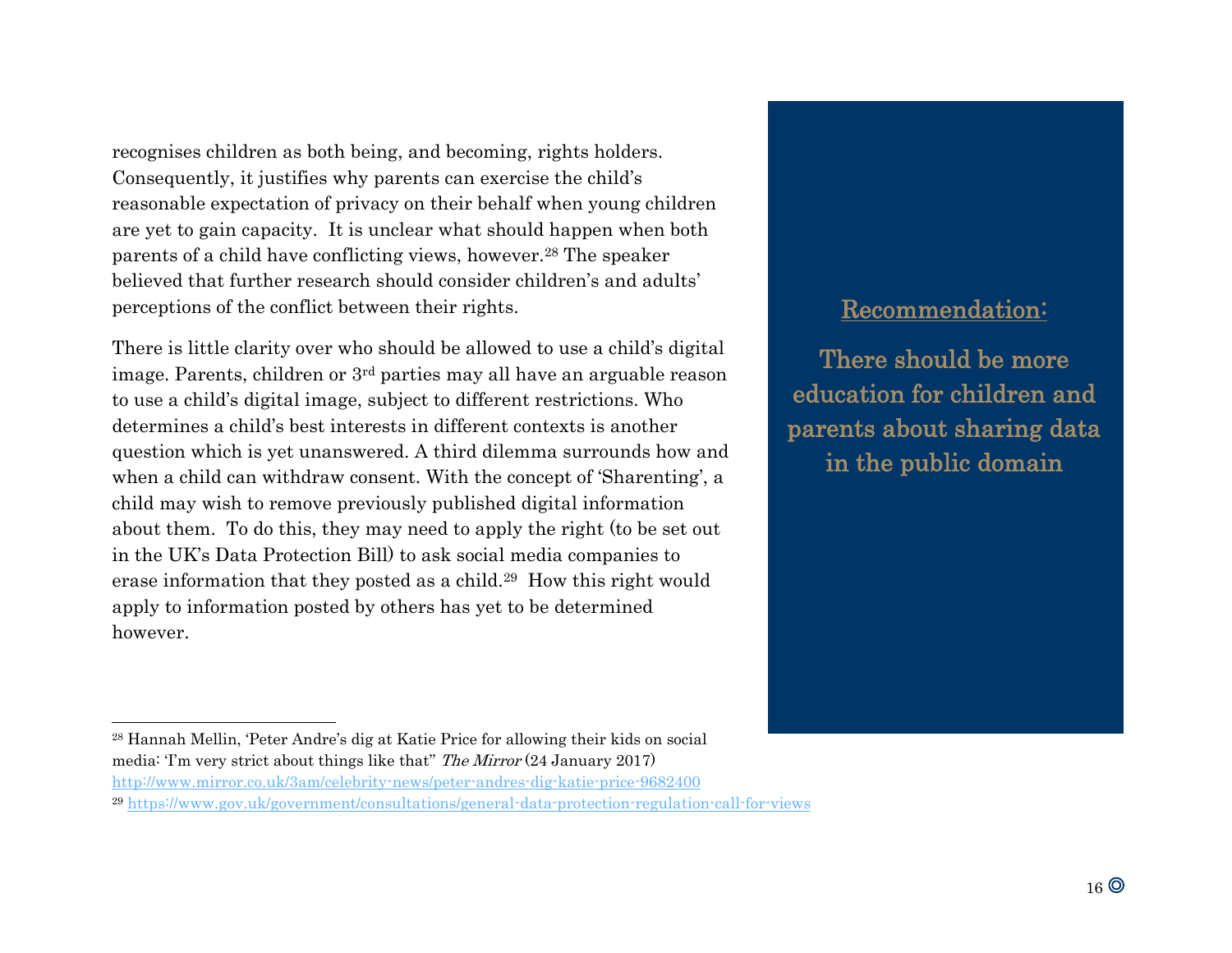recognises children as both being, and becoming, rights holders. Consequently, it justifies why parents can exercise the child's reasonable expectation of privacy on their behalf when young children are yet to gain capacity. It is unclear what should happen when both parents of a child have conflicting views, however.[28] The speaker believed that further research should consider children's and adults' perceptions of the conflict between their rights.

There is little clarity over who should be allowed to use a child's digital image. Parents, children or 3rd parties may all have an arguable reason to use a child's digital image, subject to different restrictions. Who determines a child's best interests in different contexts is another question which is yet unanswered. A third dilemma surrounds how and when a child can withdraw consent. With the concept of 'Sharenting', a child may wish to remove previously published digital information about them. To do this, they may need to apply the right (to be set out in the UK's Data Protection Bill) to ask social media companies to erase information that they posted as a child.[29] How this right would apply to information posted by others has yet to be determined however.

> **Recommendation:**
>
> **There should be more education for children and parents about sharing data in the public domain**

---

[28] Hannah Mellin, 'Peter Andre's dig at Katie Price for allowing their kids on social media: 'I'm very strict about things like that'' *The Mirror* (24 January 2017) http://www.mirror.co.uk/3am/celebrity-news/peter-andres-dig-katie-price-9682400

[29] https://www.gov.uk/government/consultations/general-data-protection-regulation-call-for-views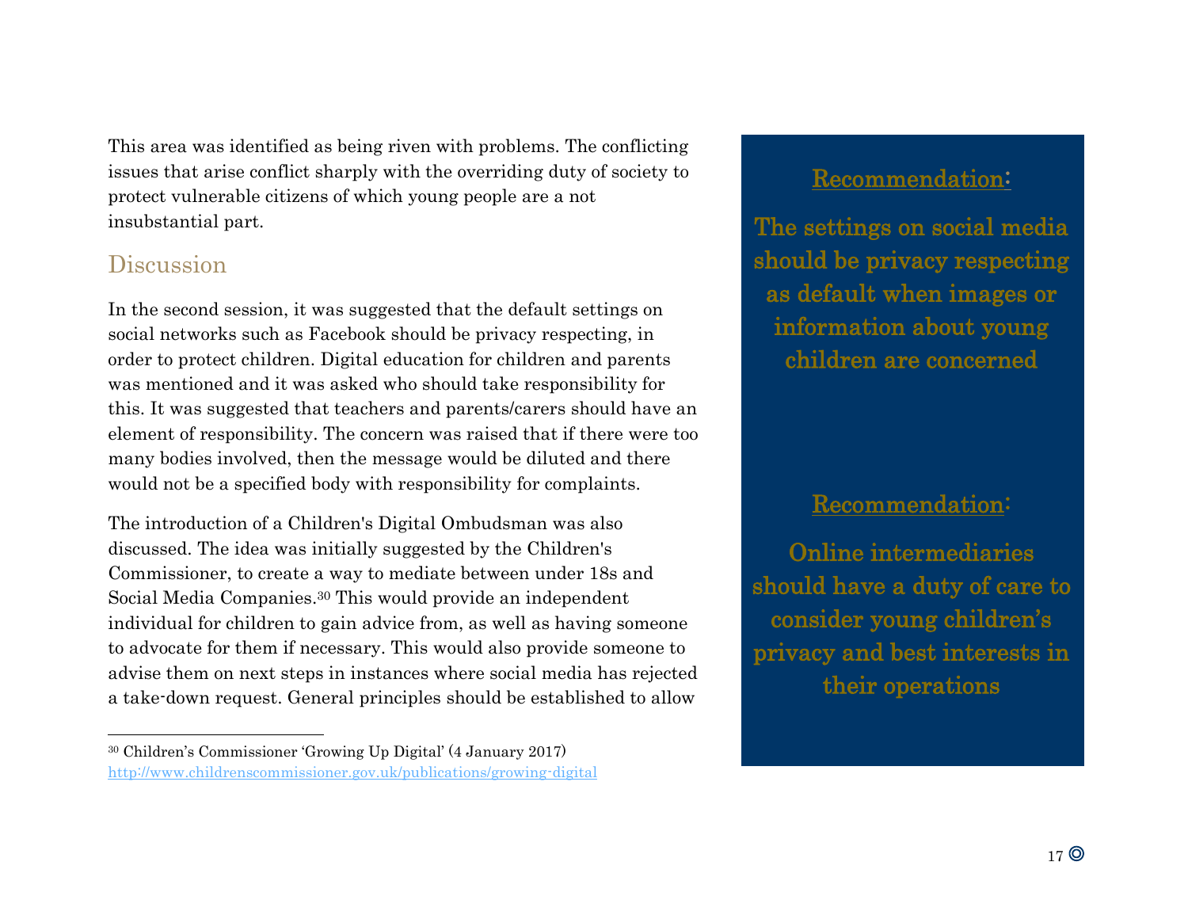This area was identified as being riven with problems. The conflicting issues that arise conflict sharply with the overriding duty of society to protect vulnerable citizens of which young people are a not insubstantial part.

## Discussion

In the second session, it was suggested that the default settings on social networks such as Facebook should be privacy respecting, in order to protect children. Digital education for children and parents was mentioned and it was asked who should take responsibility for this. It was suggested that teachers and parents/carers should have an element of responsibility. The concern was raised that if there were too many bodies involved, then the message would be diluted and there would not be a specified body with responsibility for complaints.

The introduction of a Children's Digital Ombudsman was also discussed. The idea was initially suggested by the Children's Commissioner, to create a way to mediate between under 18s and Social Media Companies.[30] This would provide an independent individual for children to gain advice from, as well as having someone to advocate for them if necessary. This would also provide someone to advise them on next steps in instances where social media has rejected a take-down request. General principles should be established to allow

**Recommendation:**

**The settings on social media should be privacy respecting as default when images or information about young children are concerned**

**Recommendation:**

**Online intermediaries should have a duty of care to consider young children's privacy and best interests in their operations**

---

[30] Children's Commissioner 'Growing Up Digital' (4 January 2017) http://www.childrenscommissioner.gov.uk/publications/growing-digital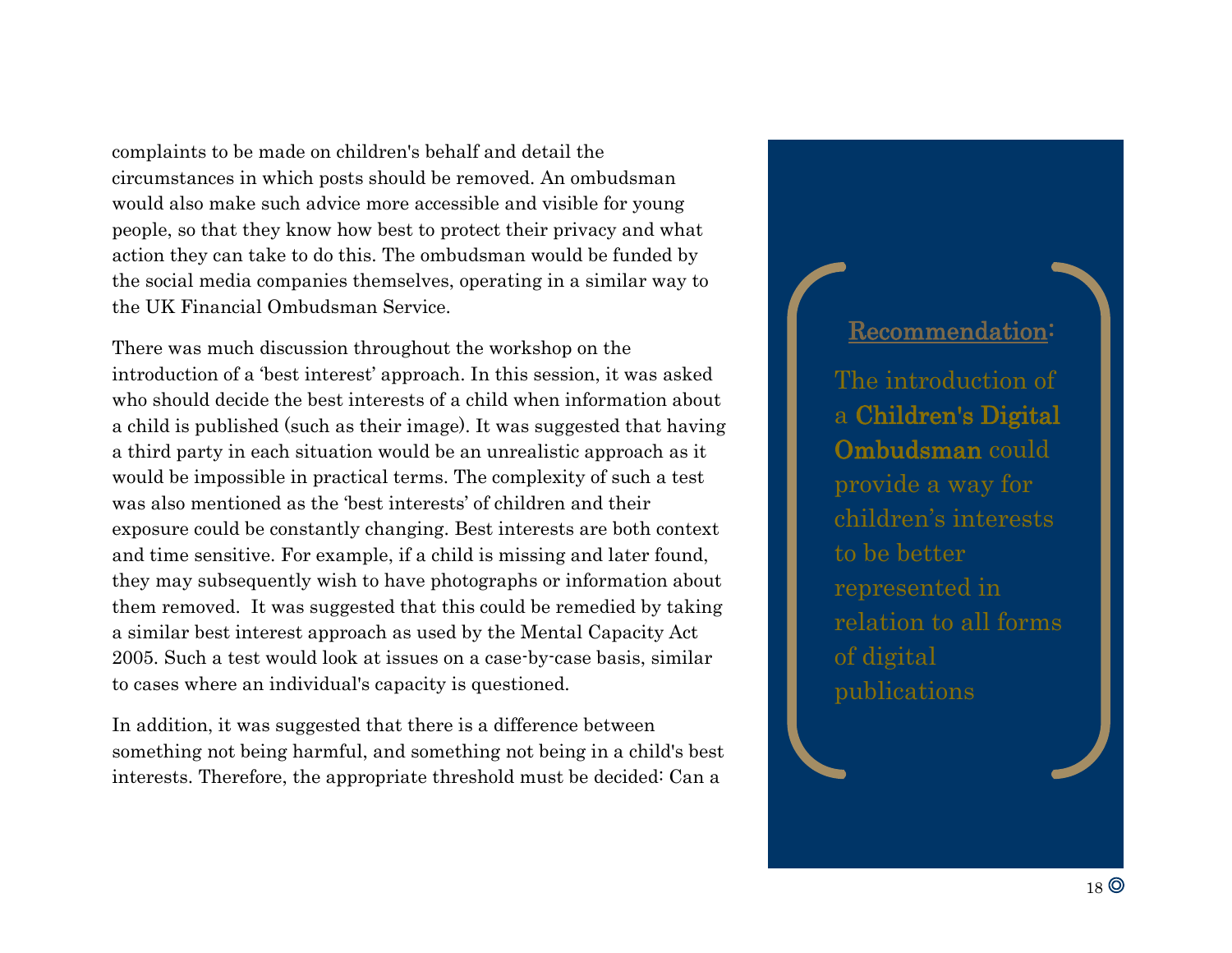complaints to be made on children's behalf and detail the circumstances in which posts should be removed. An ombudsman would also make such advice more accessible and visible for young people, so that they know how best to protect their privacy and what action they can take to do this. The ombudsman would be funded by the social media companies themselves, operating in a similar way to the UK Financial Ombudsman Service.

There was much discussion throughout the workshop on the introduction of a 'best interest' approach. In this session, it was asked who should decide the best interests of a child when information about a child is published (such as their image). It was suggested that having a third party in each situation would be an unrealistic approach as it would be impossible in practical terms. The complexity of such a test was also mentioned as the 'best interests' of children and their exposure could be constantly changing. Best interests are both context and time sensitive. For example, if a child is missing and later found, they may subsequently wish to have photographs or information about them removed. It was suggested that this could be remedied by taking a similar best interest approach as used by the Mental Capacity Act 2005. Such a test would look at issues on a case-by-case basis, similar to cases where an individual's capacity is questioned.

In addition, it was suggested that there is a difference between something not being harmful, and something not being in a child's best interests. Therefore, the appropriate threshold must be decided: Can a

> **Recommendation:**
>
> The introduction of a **Children's Digital Ombudsman** could provide a way for children's interests to be better represented in relation to all forms of digital publications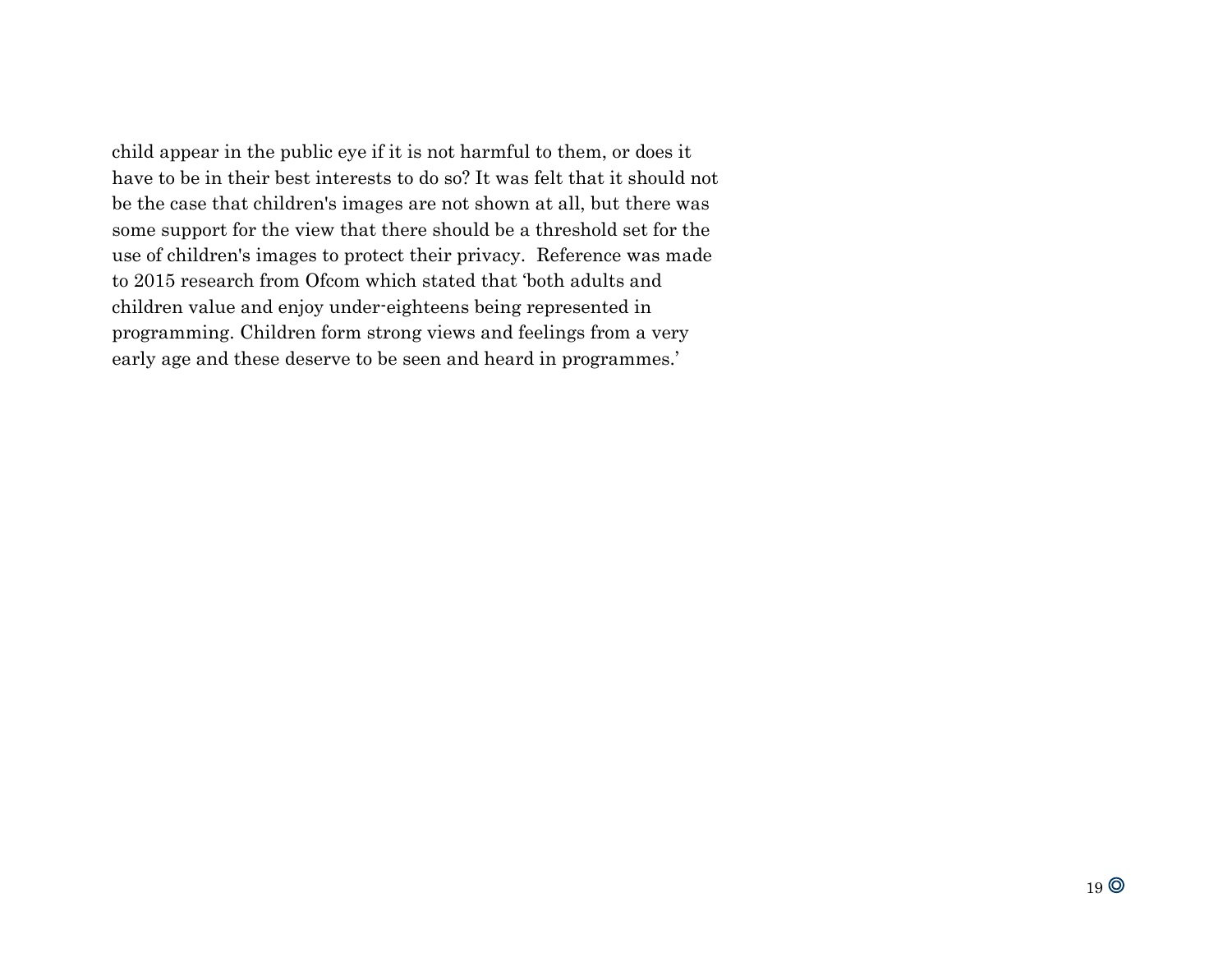child appear in the public eye if it is not harmful to them, or does it have to be in their best interests to do so? It was felt that it should not be the case that children's images are not shown at all, but there was some support for the view that there should be a threshold set for the use of children's images to protect their privacy. Reference was made to 2015 research from Ofcom which stated that 'both adults and children value and enjoy under-eighteens being represented in programming. Children form strong views and feelings from a very early age and these deserve to be seen and heard in programmes.'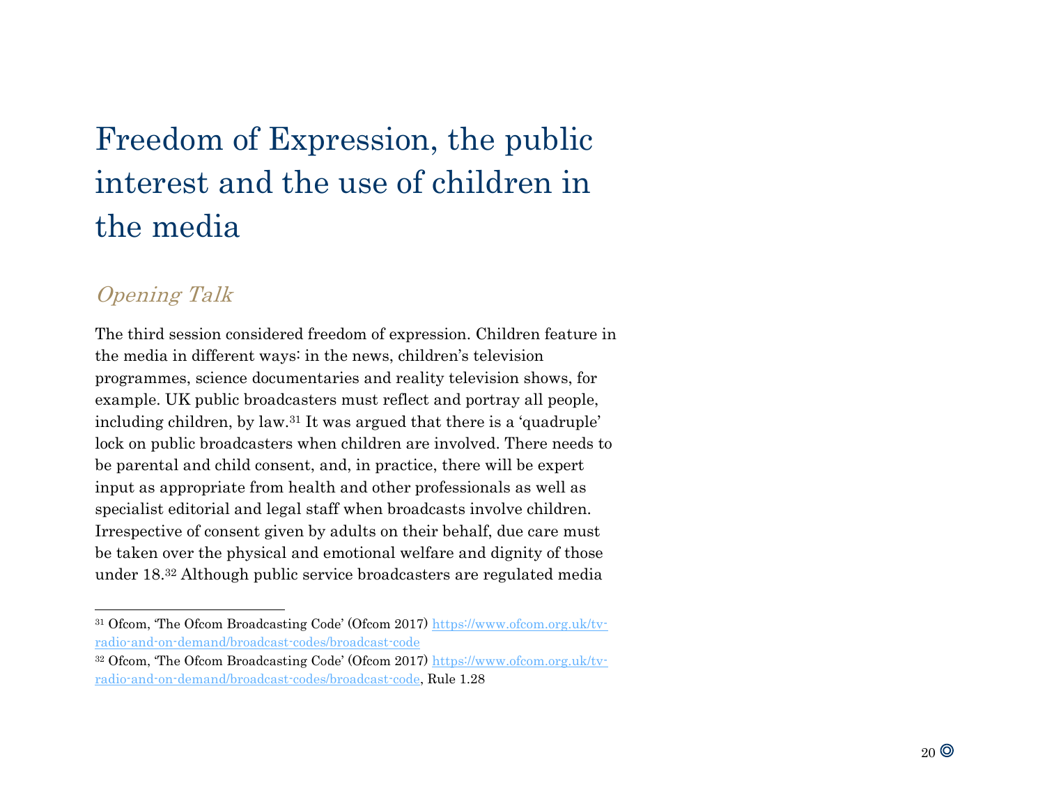# Freedom of Expression, the public interest and the use of children in the media

## *Opening Talk*

The third session considered freedom of expression. Children feature in the media in different ways: in the news, children's television programmes, science documentaries and reality television shows, for example. UK public broadcasters must reflect and portray all people, including children, by law.[31] It was argued that there is a 'quadruple' lock on public broadcasters when children are involved. There needs to be parental and child consent, and, in practice, there will be expert input as appropriate from health and other professionals as well as specialist editorial and legal staff when broadcasts involve children. Irrespective of consent given by adults on their behalf, due care must be taken over the physical and emotional welfare and dignity of those under 18.[32] Although public service broadcasters are regulated media

---

[31] Ofcom, 'The Ofcom Broadcasting Code' (Ofcom 2017) https://www.ofcom.org.uk/tv-radio-and-on-demand/broadcast-codes/broadcast-code

[32] Ofcom, 'The Ofcom Broadcasting Code' (Ofcom 2017) https://www.ofcom.org.uk/tv-radio-and-on-demand/broadcast-codes/broadcast-code, Rule 1.28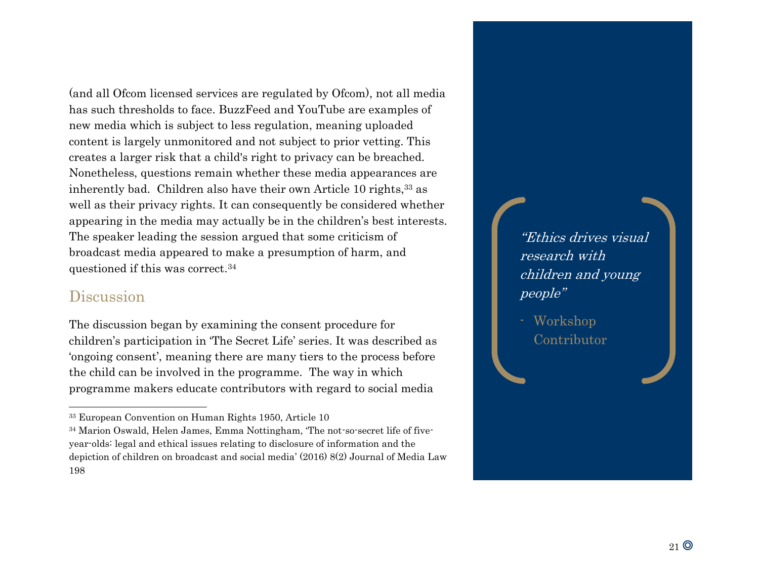(and all Ofcom licensed services are regulated by Ofcom), not all media has such thresholds to face. BuzzFeed and YouTube are examples of new media which is subject to less regulation, meaning uploaded content is largely unmonitored and not subject to prior vetting. This creates a larger risk that a child's right to privacy can be breached. Nonetheless, questions remain whether these media appearances are inherently bad. Children also have their own Article 10 rights,[33] as well as their privacy rights. It can consequently be considered whether appearing in the media may actually be in the children's best interests. The speaker leading the session argued that some criticism of broadcast media appeared to make a presumption of harm, and questioned if this was correct.[34]

## Discussion

The discussion began by examining the consent procedure for children's participation in 'The Secret Life' series. It was described as 'ongoing consent', meaning there are many tiers to the process before the child can be involved in the programme. The way in which programme makers educate contributors with regard to social media

> *"Ethics drives visual research with children and young people"*
>
> - Workshop Contributor

---

[33] European Convention on Human Rights 1950, Article 10

[34] Marion Oswald, Helen James, Emma Nottingham, 'The not-so-secret life of five-year-olds: legal and ethical issues relating to disclosure of information and the depiction of children on broadcast and social media' (2016) 8(2) Journal of Media Law 198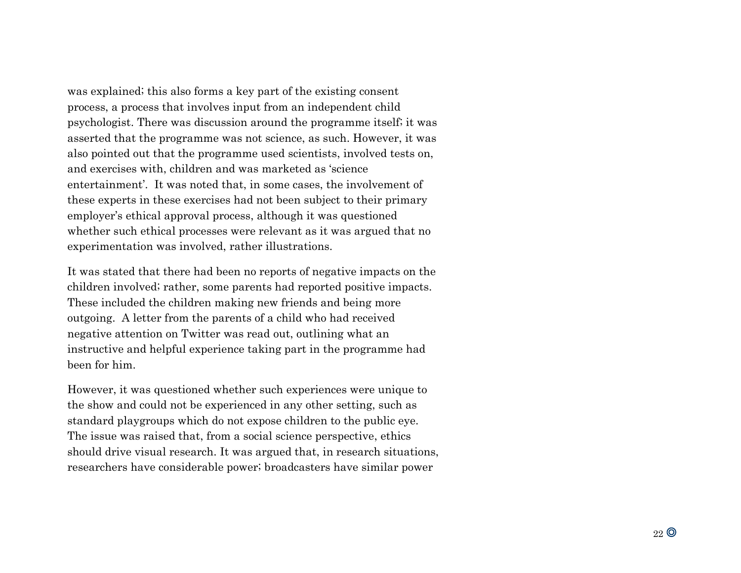was explained; this also forms a key part of the existing consent process, a process that involves input from an independent child psychologist. There was discussion around the programme itself; it was asserted that the programme was not science, as such. However, it was also pointed out that the programme used scientists, involved tests on, and exercises with, children and was marketed as 'science entertainment'. It was noted that, in some cases, the involvement of these experts in these exercises had not been subject to their primary employer's ethical approval process, although it was questioned whether such ethical processes were relevant as it was argued that no experimentation was involved, rather illustrations.

It was stated that there had been no reports of negative impacts on the children involved; rather, some parents had reported positive impacts. These included the children making new friends and being more outgoing. A letter from the parents of a child who had received negative attention on Twitter was read out, outlining what an instructive and helpful experience taking part in the programme had been for him.

However, it was questioned whether such experiences were unique to the show and could not be experienced in any other setting, such as standard playgroups which do not expose children to the public eye. The issue was raised that, from a social science perspective, ethics should drive visual research. It was argued that, in research situations, researchers have considerable power; broadcasters have similar power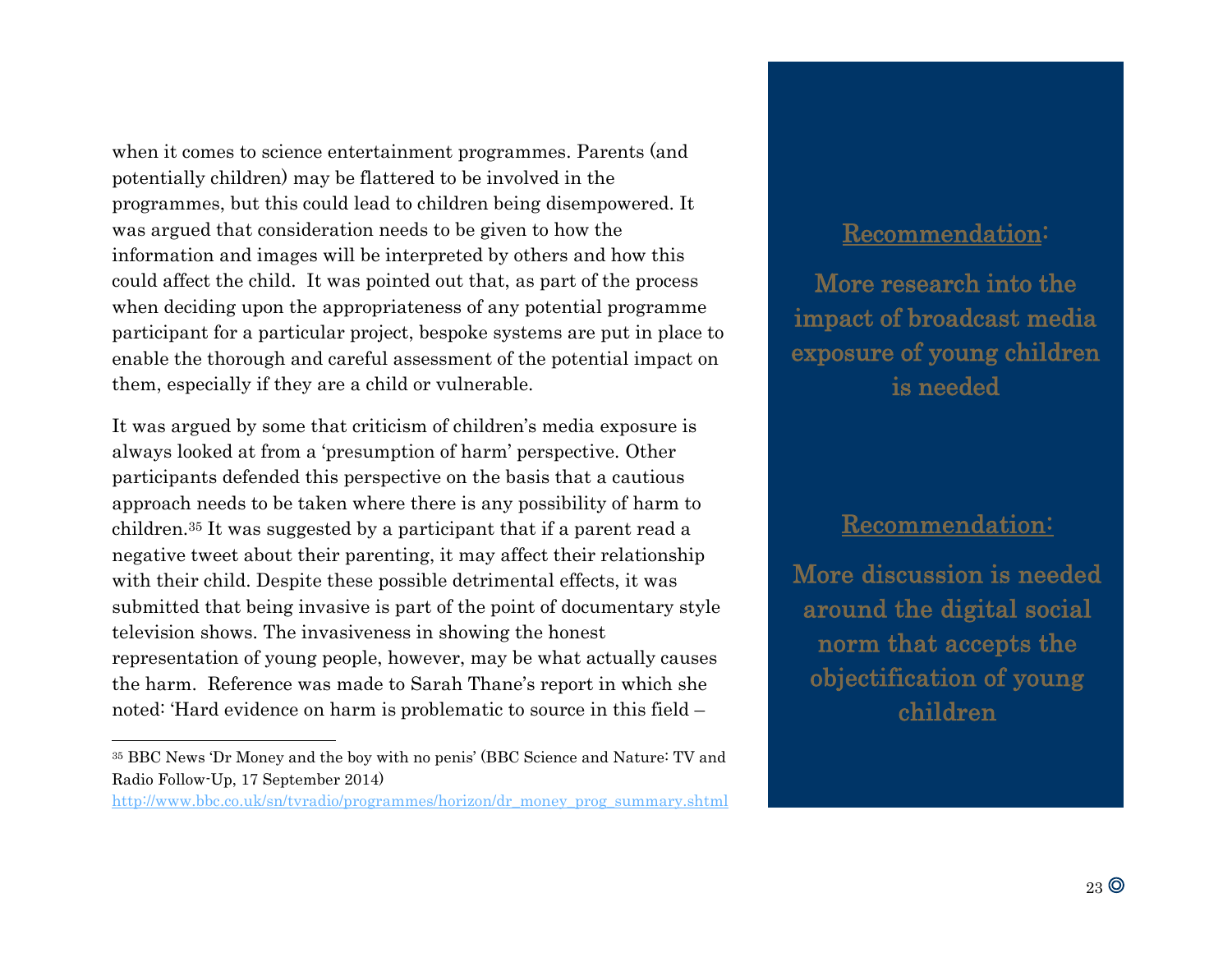when it comes to science entertainment programmes. Parents (and potentially children) may be flattered to be involved in the programmes, but this could lead to children being disempowered. It was argued that consideration needs to be given to how the information and images will be interpreted by others and how this could affect the child. It was pointed out that, as part of the process when deciding upon the appropriateness of any potential programme participant for a particular project, bespoke systems are put in place to enable the thorough and careful assessment of the potential impact on them, especially if they are a child or vulnerable.

It was argued by some that criticism of children's media exposure is always looked at from a 'presumption of harm' perspective. Other participants defended this perspective on the basis that a cautious approach needs to be taken where there is any possibility of harm to children.[35] It was suggested by a participant that if a parent read a negative tweet about their parenting, it may affect their relationship with their child. Despite these possible detrimental effects, it was submitted that being invasive is part of the point of documentary style television shows. The invasiveness in showing the honest representation of young people, however, may be what actually causes the harm. Reference was made to Sarah Thane's report in which she noted: 'Hard evidence on harm is problematic to source in this field –

**Recommendation:**

**More research into the impact of broadcast media exposure of young children is needed**

**Recommendation:**

**More discussion is needed around the digital social norm that accepts the objectification of young children**

---

[35] BBC News 'Dr Money and the boy with no penis' (BBC Science and Nature: TV and Radio Follow-Up, 17 September 2014) http://www.bbc.co.uk/sn/tvradio/programmes/horizon/dr_money_prog_summary.shtml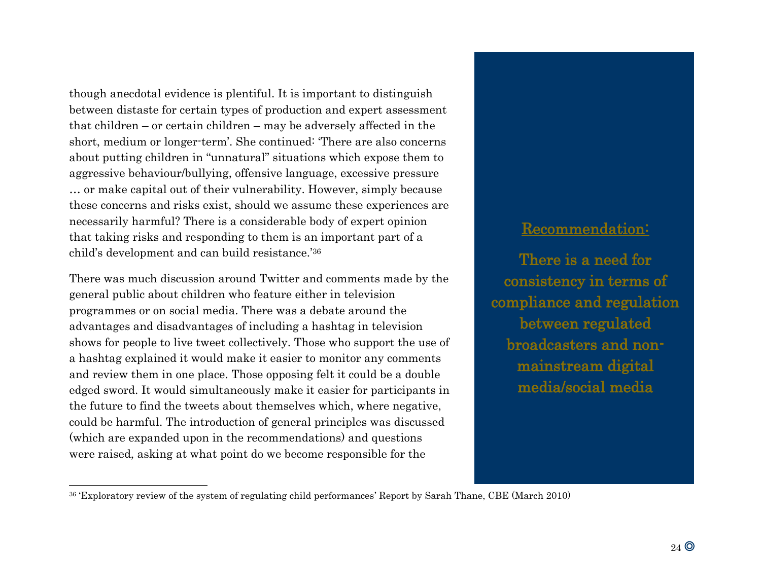though anecdotal evidence is plentiful. It is important to distinguish between distaste for certain types of production and expert assessment that children – or certain children – may be adversely affected in the short, medium or longer-term'. She continued: 'There are also concerns about putting children in "unnatural" situations which expose them to aggressive behaviour/bullying, offensive language, excessive pressure … or make capital out of their vulnerability. However, simply because these concerns and risks exist, should we assume these experiences are necessarily harmful? There is a considerable body of expert opinion that taking risks and responding to them is an important part of a child's development and can build resistance.'[36]

There was much discussion around Twitter and comments made by the general public about children who feature either in television programmes or on social media. There was a debate around the advantages and disadvantages of including a hashtag in television shows for people to live tweet collectively. Those who support the use of a hashtag explained it would make it easier to monitor any comments and review them in one place. Those opposing felt it could be a double edged sword. It would simultaneously make it easier for participants in the future to find the tweets about themselves which, where negative, could be harmful. The introduction of general principles was discussed (which are expanded upon in the recommendations) and questions were raised, asking at what point do we become responsible for the

**Recommendation:**

**There is a need for consistency in terms of compliance and regulation between regulated broadcasters and non-mainstream digital media/social media**

[36] 'Exploratory review of the system of regulating child performances' Report by Sarah Thane, CBE (March 2010)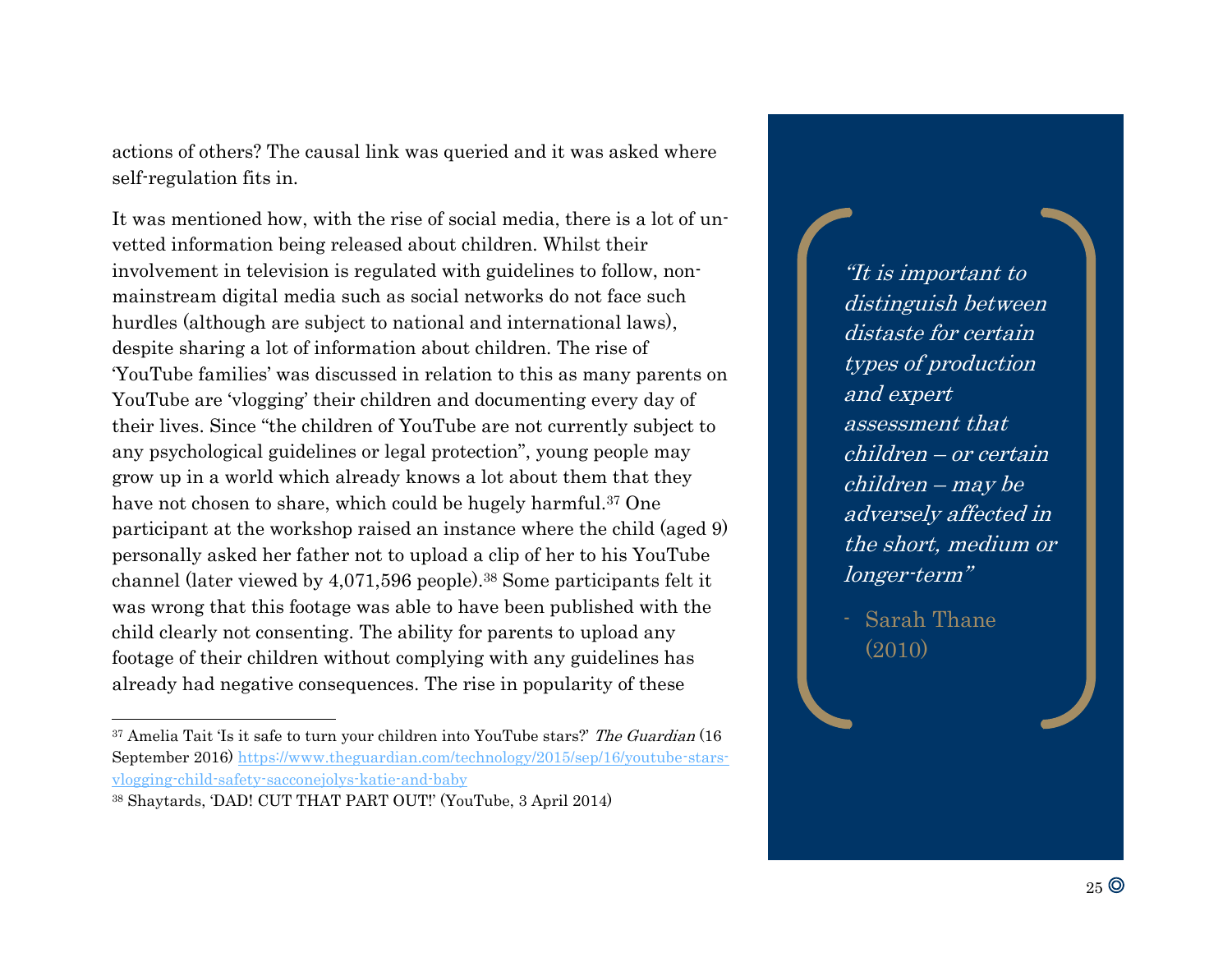actions of others? The causal link was queried and it was asked where self-regulation fits in.

It was mentioned how, with the rise of social media, there is a lot of un-vetted information being released about children. Whilst their involvement in television is regulated with guidelines to follow, non-mainstream digital media such as social networks do not face such hurdles (although are subject to national and international laws), despite sharing a lot of information about children. The rise of 'YouTube families' was discussed in relation to this as many parents on YouTube are 'vlogging' their children and documenting every day of their lives. Since "the children of YouTube are not currently subject to any psychological guidelines or legal protection", young people may grow up in a world which already knows a lot about them that they have not chosen to share, which could be hugely harmful.[37] One participant at the workshop raised an instance where the child (aged 9) personally asked her father not to upload a clip of her to his YouTube channel (later viewed by 4,071,596 people).[38] Some participants felt it was wrong that this footage was able to have been published with the child clearly not consenting. The ability for parents to upload any footage of their children without complying with any guidelines has already had negative consequences. The rise in popularity of these

> *"It is important to distinguish between distaste for certain types of production and expert assessment that children – or certain children – may be adversely affected in the short, medium or longer-term"*
>
> - Sarah Thane (2010)

---

[37] Amelia Tait 'Is it safe to turn your children into YouTube stars?' *The Guardian* (16 September 2016) https://www.theguardian.com/technology/2015/sep/16/youtube-stars-vlogging-child-safety-sacconejolys-katie-and-baby

[38] Shaytards, 'DAD! CUT THAT PART OUT!' (YouTube, 3 April 2014)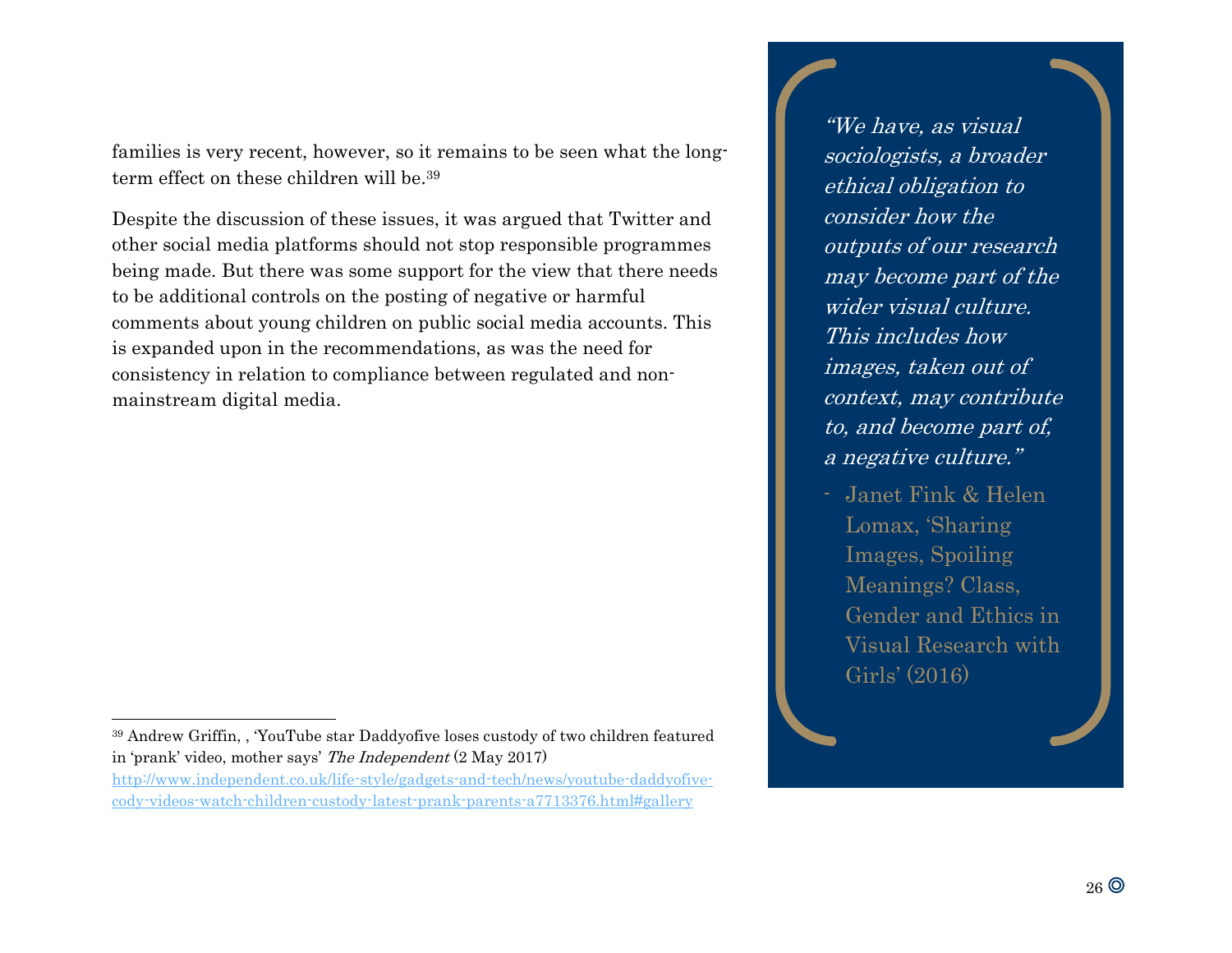families is very recent, however, so it remains to be seen what the long-term effect on these children will be.[39]

Despite the discussion of these issues, it was argued that Twitter and other social media platforms should not stop responsible programmes being made. But there was some support for the view that there needs to be additional controls on the posting of negative or harmful comments about young children on public social media accounts. This is expanded upon in the recommendations, as was the need for consistency in relation to compliance between regulated and non-mainstream digital media.

> *"We have, as visual sociologists, a broader ethical obligation to consider how the outputs of our research may become part of the wider visual culture. This includes how images, taken out of context, may contribute to, and become part of, a negative culture."*
>
> - Janet Fink & Helen Lomax, 'Sharing Images, Spoiling Meanings? Class, Gender and Ethics in Visual Research with Girls' (2016)

---

[39] Andrew Griffin, , 'YouTube star Daddyofive loses custody of two children featured in 'prank' video, mother says' *The Independent* (2 May 2017) http://www.independent.co.uk/life-style/gadgets-and-tech/news/youtube-daddyofive-cody-videos-watch-children-custody-latest-prank-parents-a7713376.html#gallery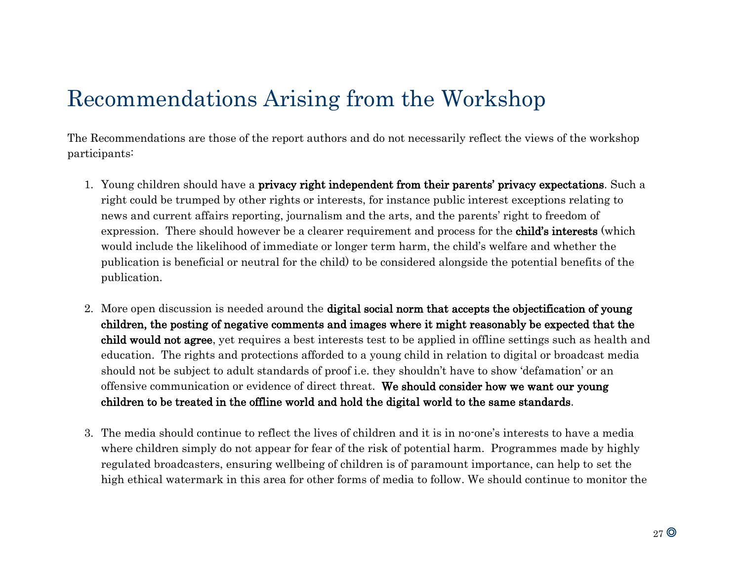# Recommendations Arising from the Workshop

The Recommendations are those of the report authors and do not necessarily reflect the views of the workshop participants:

1. Young children should have a **privacy right independent from their parents' privacy expectations**. Such a right could be trumped by other rights or interests, for instance public interest exceptions relating to news and current affairs reporting, journalism and the arts, and the parents' right to freedom of expression. There should however be a clearer requirement and process for the **child's interests** (which would include the likelihood of immediate or longer term harm, the child's welfare and whether the publication is beneficial or neutral for the child) to be considered alongside the potential benefits of the publication.

2. More open discussion is needed around the **digital social norm that accepts the objectification of young children, the posting of negative comments and images where it might reasonably be expected that the child would not agree**, yet requires a best interests test to be applied in offline settings such as health and education. The rights and protections afforded to a young child in relation to digital or broadcast media should not be subject to adult standards of proof i.e. they shouldn't have to show 'defamation' or an offensive communication or evidence of direct threat. **We should consider how we want our young children to be treated in the offline world and hold the digital world to the same standards**.

3. The media should continue to reflect the lives of children and it is in no-one's interests to have a media where children simply do not appear for fear of the risk of potential harm. Programmes made by highly regulated broadcasters, ensuring wellbeing of children is of paramount importance, can help to set the high ethical watermark in this area for other forms of media to follow. We should continue to monitor the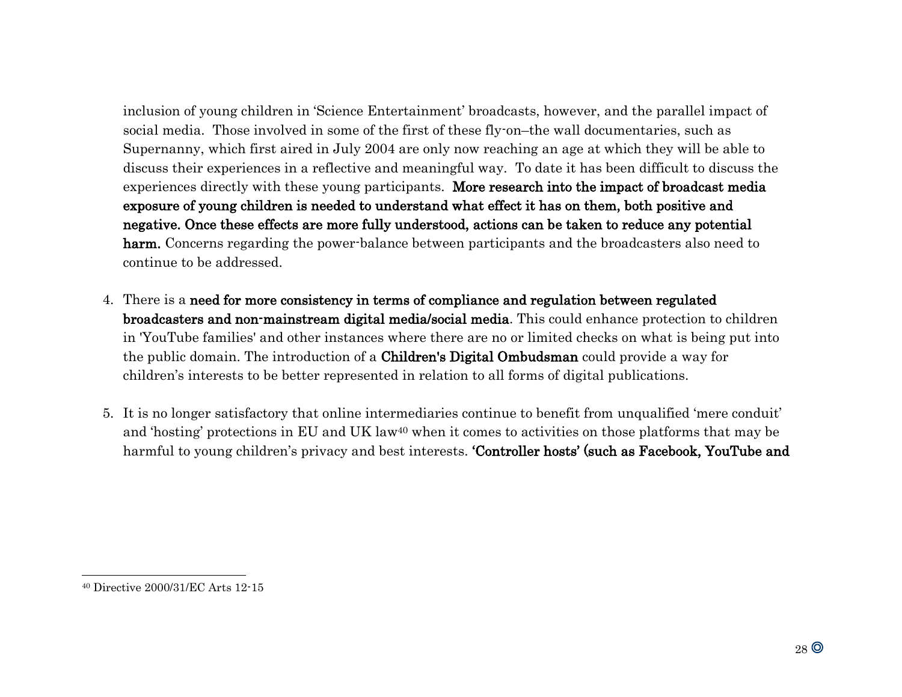inclusion of young children in 'Science Entertainment' broadcasts, however, and the parallel impact of social media. Those involved in some of the first of these fly-on–the wall documentaries, such as Supernanny, which first aired in July 2004 are only now reaching an age at which they will be able to discuss their experiences in a reflective and meaningful way. To date it has been difficult to discuss the experiences directly with these young participants. **More research into the impact of broadcast media exposure of young children is needed to understand what effect it has on them, both positive and negative. Once these effects are more fully understood, actions can be taken to reduce any potential harm.** Concerns regarding the power-balance between participants and the broadcasters also need to continue to be addressed.

4. There is a **need for more consistency in terms of compliance and regulation between regulated broadcasters and non-mainstream digital media/social media**. This could enhance protection to children in 'YouTube families' and other instances where there are no or limited checks on what is being put into the public domain. The introduction of a **Children's Digital Ombudsman** could provide a way for children's interests to be better represented in relation to all forms of digital publications.

5. It is no longer satisfactory that online intermediaries continue to benefit from unqualified 'mere conduit' and 'hosting' protections in EU and UK law[40] when it comes to activities on those platforms that may be harmful to young children's privacy and best interests. **'Controller hosts' (such as Facebook, YouTube and**

[40] Directive 2000/31/EC Arts 12-15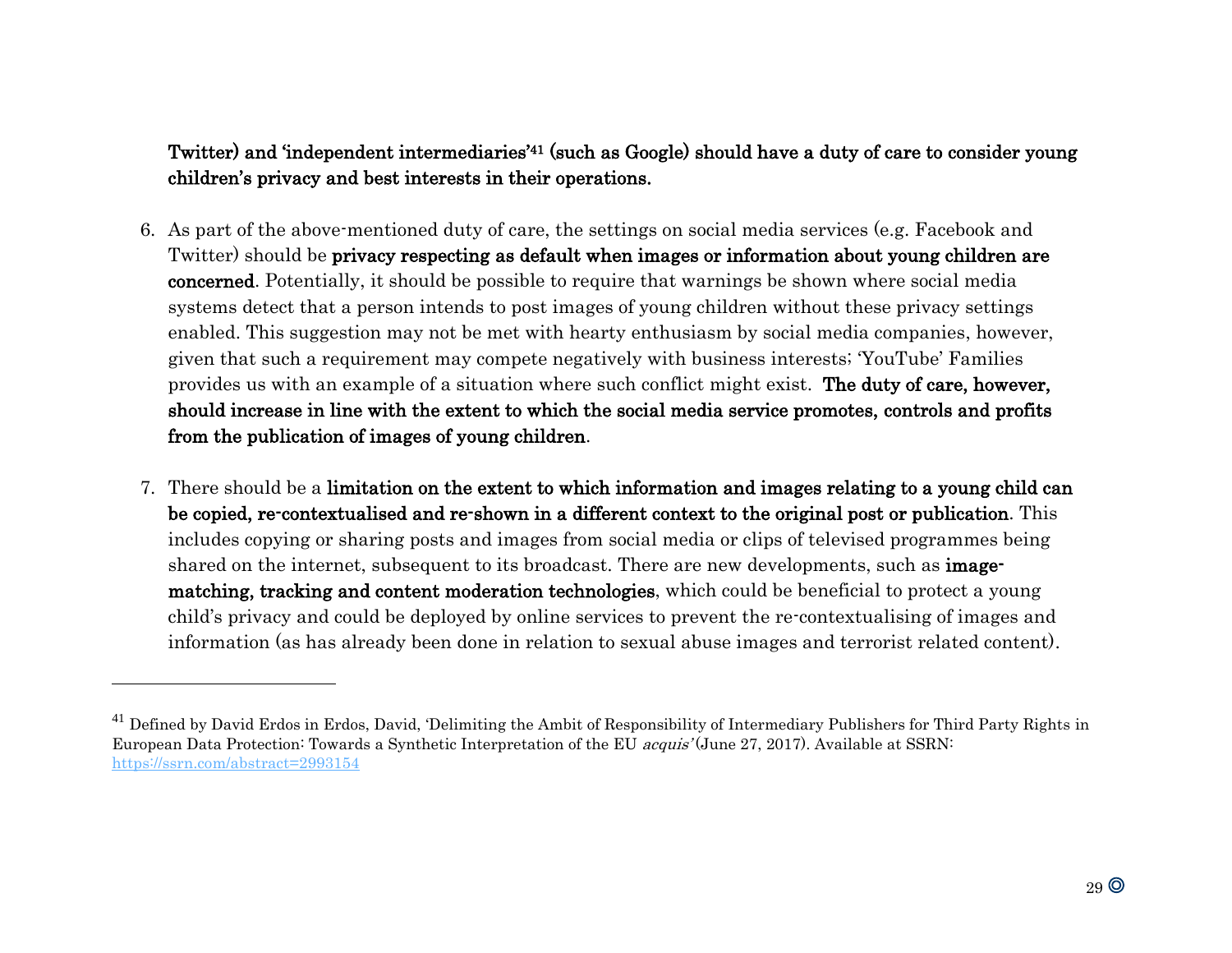**Twitter) and 'independent intermediaries'[41] (such as Google) should have a duty of care to consider young children's privacy and best interests in their operations.**

6. As part of the above-mentioned duty of care, the settings on social media services (e.g. Facebook and Twitter) should be **privacy respecting as default when images or information about young children are concerned**. Potentially, it should be possible to require that warnings be shown where social media systems detect that a person intends to post images of young children without these privacy settings enabled. This suggestion may not be met with hearty enthusiasm by social media companies, however, given that such a requirement may compete negatively with business interests; 'YouTube' Families provides us with an example of a situation where such conflict might exist. **The duty of care, however, should increase in line with the extent to which the social media service promotes, controls and profits from the publication of images of young children**.

7. There should be a **limitation on the extent to which information and images relating to a young child can be copied, re-contextualised and re-shown in a different context to the original post or publication**. This includes copying or sharing posts and images from social media or clips of televised programmes being shared on the internet, subsequent to its broadcast. There are new developments, such as **image-matching, tracking and content moderation technologies**, which could be beneficial to protect a young child's privacy and could be deployed by online services to prevent the re-contextualising of images and information (as has already been done in relation to sexual abuse images and terrorist related content).

---

[41] Defined by David Erdos in Erdos, David, 'Delimiting the Ambit of Responsibility of Intermediary Publishers for Third Party Rights in European Data Protection: Towards a Synthetic Interpretation of the EU *acquis*' (June 27, 2017). Available at SSRN: https://ssrn.com/abstract=2993154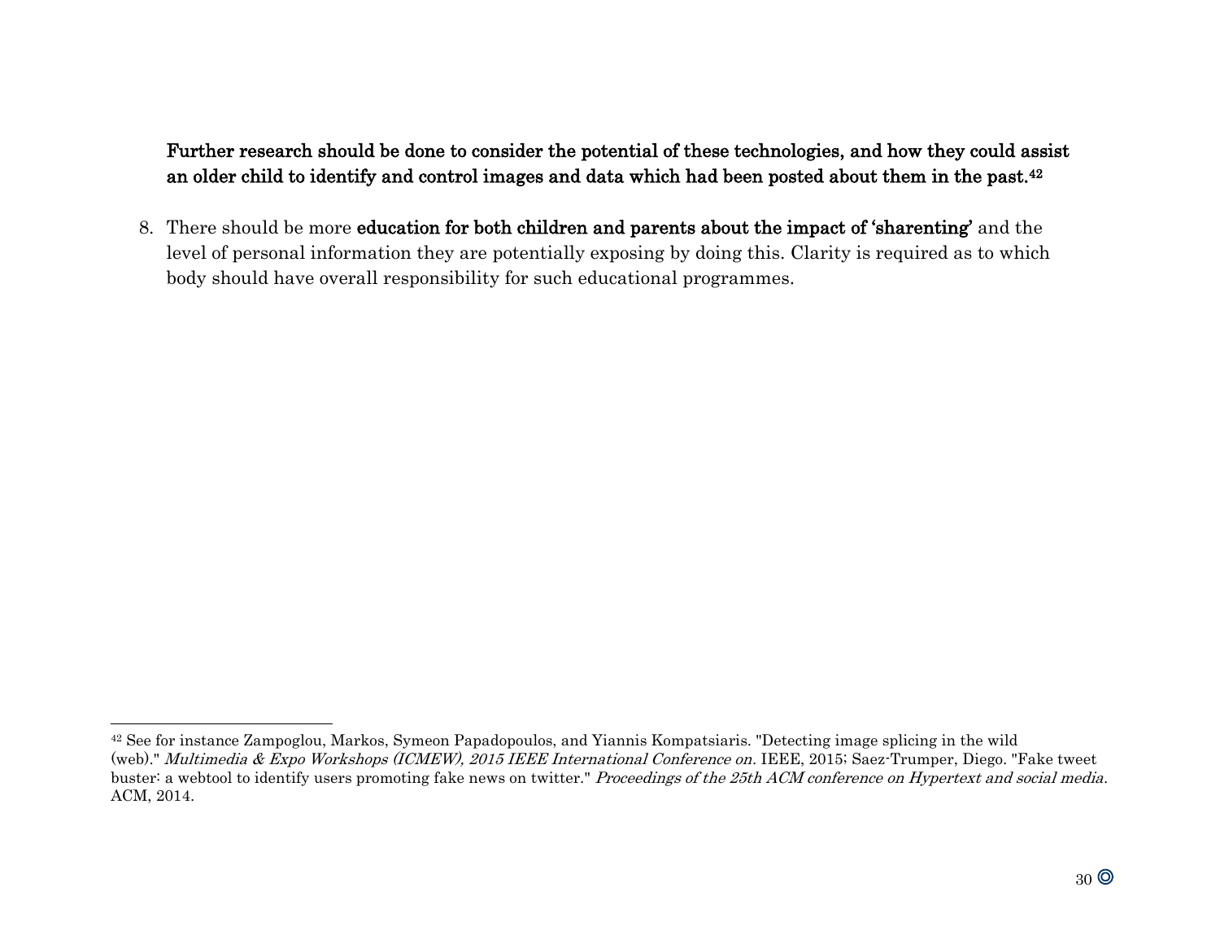**Further research should be done to consider the potential of these technologies, and how they could assist an older child to identify and control images and data which had been posted about them in the past.**[42]

8. There should be more **education for both children and parents about the impact of 'sharenting'** and the level of personal information they are potentially exposing by doing this. Clarity is required as to which body should have overall responsibility for such educational programmes.

---

[42] See for instance Zampoglou, Markos, Symeon Papadopoulos, and Yiannis Kompatsiaris. "Detecting image splicing in the wild (web)." *Multimedia & Expo Workshops (ICMEW), 2015 IEEE International Conference on*. IEEE, 2015; Saez-Trumper, Diego. "Fake tweet buster: a webtool to identify users promoting fake news on twitter." *Proceedings of the 25th ACM conference on Hypertext and social media*. ACM, 2014.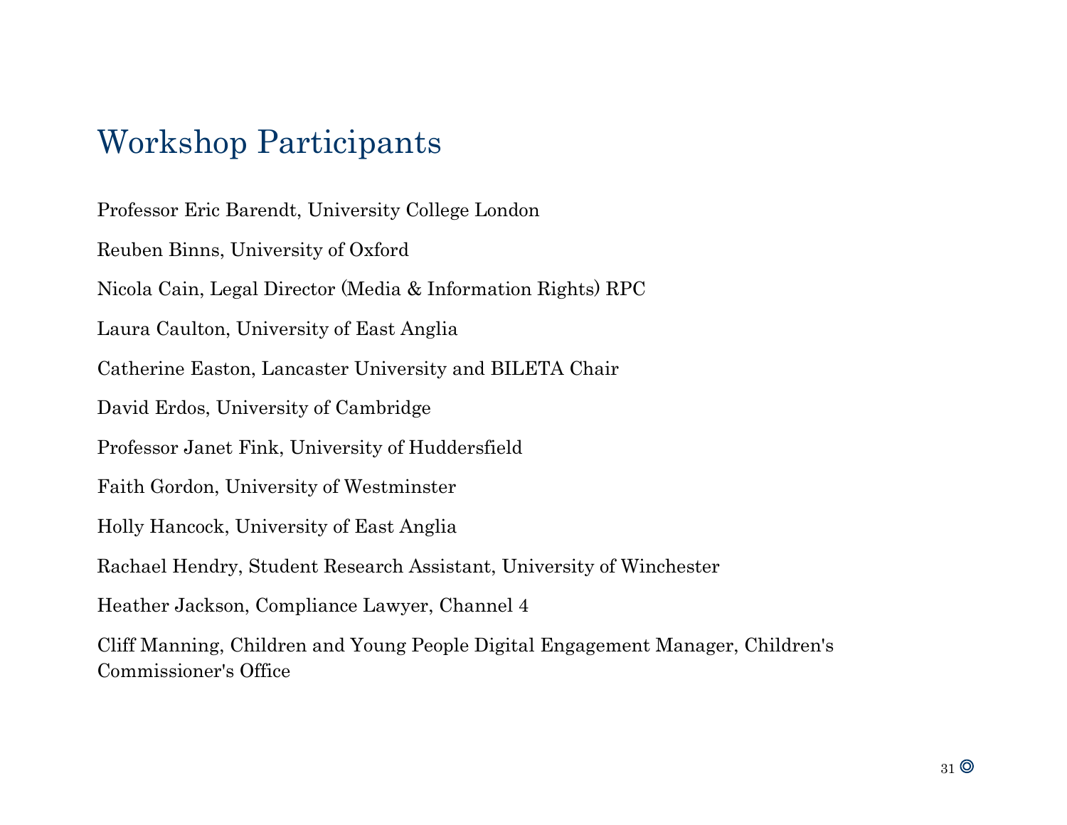# Workshop Participants

Professor Eric Barendt, University College London

Reuben Binns, University of Oxford

Nicola Cain, Legal Director (Media & Information Rights) RPC

Laura Caulton, University of East Anglia

Catherine Easton, Lancaster University and BILETA Chair

David Erdos, University of Cambridge

Professor Janet Fink, University of Huddersfield

Faith Gordon, University of Westminster

Holly Hancock, University of East Anglia

Rachael Hendry, Student Research Assistant, University of Winchester

Heather Jackson, Compliance Lawyer, Channel 4

Cliff Manning, Children and Young People Digital Engagement Manager, Children's Commissioner's Office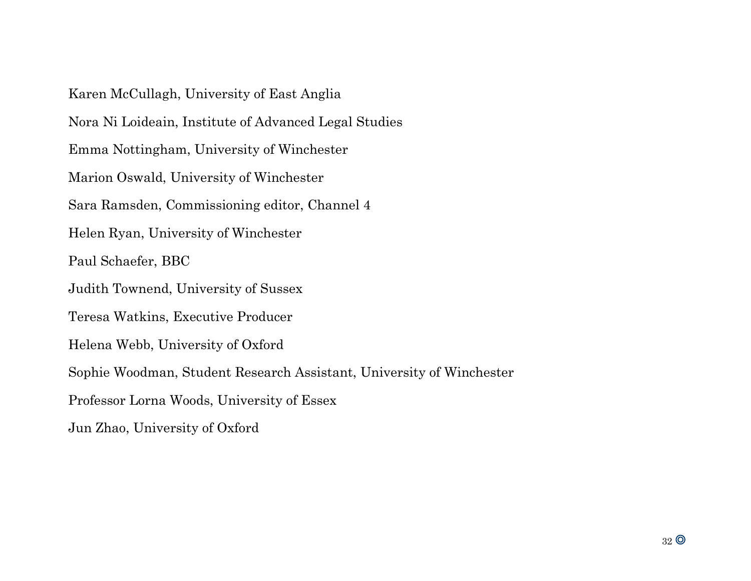Karen McCullagh, University of East Anglia

Nora Ni Loideain, Institute of Advanced Legal Studies

Emma Nottingham, University of Winchester

Marion Oswald, University of Winchester

Sara Ramsden, Commissioning editor, Channel 4

Helen Ryan, University of Winchester

Paul Schaefer, BBC

Judith Townend, University of Sussex

Teresa Watkins, Executive Producer

Helena Webb, University of Oxford

Sophie Woodman, Student Research Assistant, University of Winchester

Professor Lorna Woods, University of Essex

Jun Zhao, University of Oxford